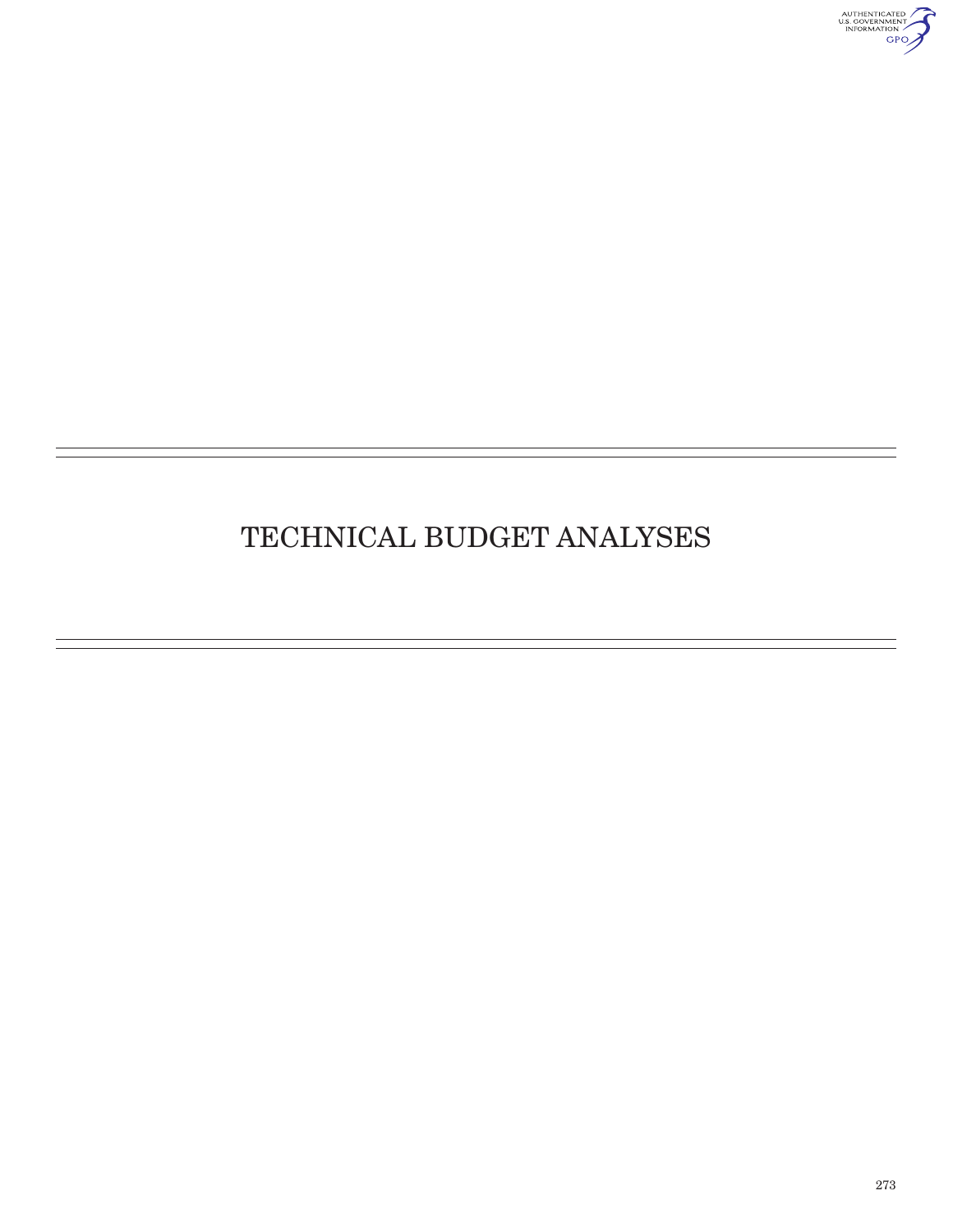# TECHNICAL BUDGET ANALYSES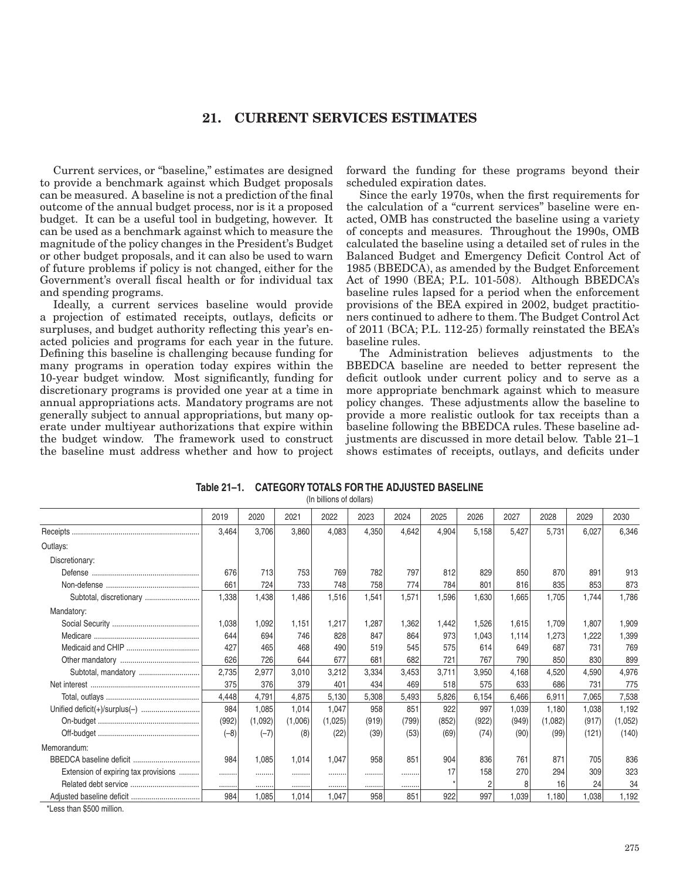# 21. CURRENT SERVICES ESTIMATES

Current services, or "baseline," estimates are designed to provide a benchmark against which Budget proposals can be measured. A baseline is not a prediction of the final outcome of the annual budget process, nor is it a proposed budget. It can be a useful tool in budgeting, however. It can be used as a benchmark against which to measure the magnitude of the policy changes in the President's Budget or other budget proposals, and it can also be used to warn of future problems if policy is not changed, either for the Government's overall fiscal health or for individual tax and spending programs.

Ideally, a current services baseline would provide a projection of estimated receipts, outlays, deficits or surpluses, and budget authority reflecting this year's enacted policies and programs for each year in the future. Defining this baseline is challenging because funding for many programs in operation today expires within the 10-year budget window. Most significantly, funding for discretionary programs is provided one year at a time in annual appropriations acts. Mandatory programs are not generally subject to annual appropriations, but many operate under multiyear authorizations that expire within the budget window. The framework used to construct the baseline must address whether and how to project forward the funding for these programs beyond their scheduled expiration dates.

Since the early 1970s, when the first requirements for the calculation of a "current services" baseline were enacted, OMB has constructed the baseline using a variety of concepts and measures. Throughout the 1990s, OMB calculated the baseline using a detailed set of rules in the Balanced Budget and Emergency Deficit Control Act of 1985 (BBEDCA), as amended by the Budget Enforcement Act of 1990 (BEA; P.L. 101-508). Although BBEDCA's baseline rules lapsed for a period when the enforcement provisions of the BEA expired in 2002, budget practitioners continued to adhere to them. The Budget Control Act of 2011 (BCA; P.L. 112-25) formally reinstated the BEA's baseline rules.

The Administration believes adjustments to the BBEDCA baseline are needed to better represent the deficit outlook under current policy and to serve as a more appropriate benchmark against which to measure policy changes. These adjustments allow the baseline to provide a more realistic outlook for tax receipts than a baseline following the BBEDCA rules. These baseline adjustments are discussed in more detail below. Table 21–1 shows estimates of receipts, outlays, and deficits under

**Table 21–1. CATEGORY TOTALS FOR THE ADJUSTED BASELINE**
(In billions of dollars)

| | 2019 | 2020 | 2021 | 2022 | 2023 | 2024 | 2025 | 2026 | 2027 | 2028 | 2029 | 2030 |
|---|---|---|---|---|---|---|---|---|---|---|---|---|
| Receipts | 3,464 | 3,706 | 3,860 | 4,083 | 4,350 | 4,642 | 4,904 | 5,158 | 5,427 | 5,731 | 6,027 | 6,346 |
| Outlays: | | | | | | | | | | | | |
| Discretionary: | | | | | | | | | | | | |
| Defense | 676 | 713 | 753 | 769 | 782 | 797 | 812 | 829 | 850 | 870 | 891 | 913 |
| Non-defense | 661 | 724 | 733 | 748 | 758 | 774 | 784 | 801 | 816 | 835 | 853 | 873 |
| Subtotal, discretionary | 1,338 | 1,438 | 1,486 | 1,516 | 1,541 | 1,571 | 1,596 | 1,630 | 1,665 | 1,705 | 1,744 | 1,786 |
| Mandatory: | | | | | | | | | | | | |
| Social Security | 1,038 | 1,092 | 1,151 | 1,217 | 1,287 | 1,362 | 1,442 | 1,526 | 1,615 | 1,709 | 1,807 | 1,909 |
| Medicare | 644 | 694 | 746 | 828 | 847 | 864 | 973 | 1,043 | 1,114 | 1,273 | 1,222 | 1,399 |
| Medicaid and CHIP | 427 | 465 | 468 | 490 | 519 | 545 | 575 | 614 | 649 | 687 | 731 | 769 |
| Other mandatory | 626 | 726 | 644 | 677 | 681 | 682 | 721 | 767 | 790 | 850 | 830 | 899 |
| Subtotal, mandatory | 2,735 | 2,977 | 3,010 | 3,212 | 3,334 | 3,453 | 3,711 | 3,950 | 4,168 | 4,520 | 4,590 | 4,976 |
| Net interest | 375 | 376 | 379 | 401 | 434 | 469 | 518 | 575 | 633 | 686 | 731 | 775 |
| Total, outlays | 4,448 | 4,791 | 4,875 | 5,130 | 5,308 | 5,493 | 5,826 | 6,154 | 6,466 | 6,911 | 7,065 | 7,538 |
| Unified deficit(+)/surplus(–) | 984 | 1,085 | 1,014 | 1,047 | 958 | 851 | 922 | 997 | 1,039 | 1,180 | 1,038 | 1,192 |
| On-budget | (992) | (1,092) | (1,006) | (1,025) | (919) | (799) | (852) | (922) | (949) | (1,082) | (917) | (1,052) |
| Off-budget | (–8) | (–7) | (8) | (22) | (39) | (53) | (69) | (74) | (90) | (99) | (121) | (140) |
| Memorandum: | | | | | | | | | | | | |
| BBEDCA baseline deficit | 984 | 1,085 | 1,014 | 1,047 | 958 | 851 | 904 | 836 | 761 | 871 | 705 | 836 |
| Extension of expiring tax provisions | ......... | ......... | ......... | ......... | ......... | ......... | 17 | 158 | 270 | 294 | 309 | 323 |
| Related debt service | ......... | ......... | ......... | ......... | ......... | ......... | * | 2 | 8 | 16 | 24 | 34 |
| Adjusted baseline deficit | 984 | 1,085 | 1,014 | 1,047 | 958 | 851 | 922 | 997 | 1,039 | 1,180 | 1,038 | 1,192 |

*Less than $500 million.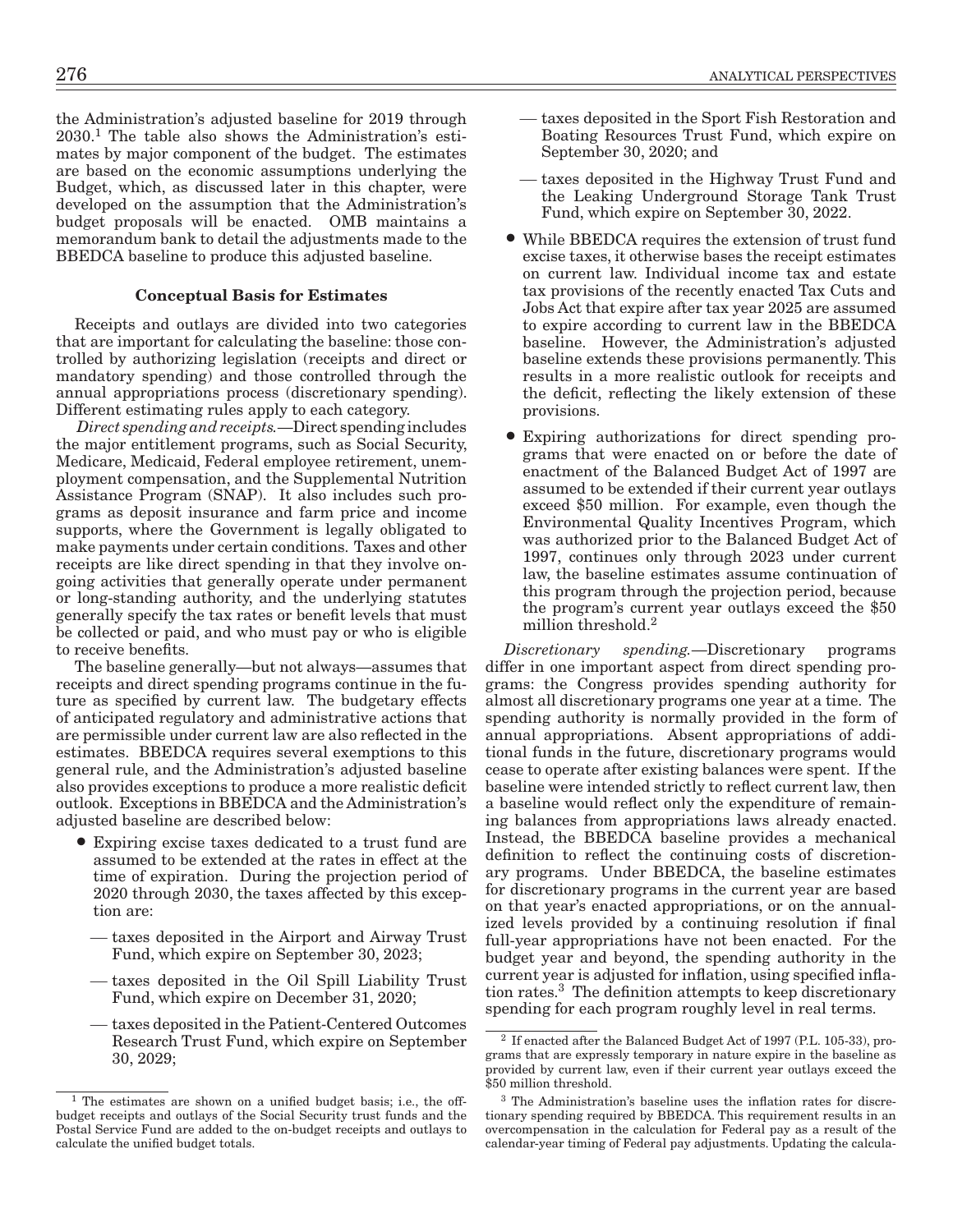the Administration's adjusted baseline for 2019 through 2030.[1] The table also shows the Administration's estimates by major component of the budget. The estimates are based on the economic assumptions underlying the Budget, which, as discussed later in this chapter, were developed on the assumption that the Administration's budget proposals will be enacted. OMB maintains a memorandum bank to detail the adjustments made to the BBEDCA baseline to produce this adjusted baseline.

### Conceptual Basis for Estimates

Receipts and outlays are divided into two categories that are important for calculating the baseline: those controlled by authorizing legislation (receipts and direct or mandatory spending) and those controlled through the annual appropriations process (discretionary spending). Different estimating rules apply to each category.

*Direct spending and receipts.*—Direct spending includes the major entitlement programs, such as Social Security, Medicare, Medicaid, Federal employee retirement, unemployment compensation, and the Supplemental Nutrition Assistance Program (SNAP). It also includes such programs as deposit insurance and farm price and income supports, where the Government is legally obligated to make payments under certain conditions. Taxes and other receipts are like direct spending in that they involve ongoing activities that generally operate under permanent or long-standing authority, and the underlying statutes generally specify the tax rates or benefit levels that must be collected or paid, and who must pay or who is eligible to receive benefits.

The baseline generally—but not always—assumes that receipts and direct spending programs continue in the future as specified by current law. The budgetary effects of anticipated regulatory and administrative actions that are permissible under current law are also reflected in the estimates. BBEDCA requires several exemptions to this general rule, and the Administration's adjusted baseline also provides exceptions to produce a more realistic deficit outlook. Exceptions in BBEDCA and the Administration's adjusted baseline are described below:

- Expiring excise taxes dedicated to a trust fund are assumed to be extended at the rates in effect at the time of expiration. During the projection period of 2020 through 2030, the taxes affected by this exception are:
  - taxes deposited in the Airport and Airway Trust Fund, which expire on September 30, 2023;
  - taxes deposited in the Oil Spill Liability Trust Fund, which expire on December 31, 2020;
  - taxes deposited in the Patient-Centered Outcomes Research Trust Fund, which expire on September 30, 2029;
  - taxes deposited in the Sport Fish Restoration and Boating Resources Trust Fund, which expire on September 30, 2020; and
  - taxes deposited in the Highway Trust Fund and the Leaking Underground Storage Tank Trust Fund, which expire on September 30, 2022.
- While BBEDCA requires the extension of trust fund excise taxes, it otherwise bases the receipt estimates on current law. Individual income tax and estate tax provisions of the recently enacted Tax Cuts and Jobs Act that expire after tax year 2025 are assumed to expire according to current law in the BBEDCA baseline. However, the Administration's adjusted baseline extends these provisions permanently. This results in a more realistic outlook for receipts and the deficit, reflecting the likely extension of these provisions.
- Expiring authorizations for direct spending programs that were enacted on or before the date of enactment of the Balanced Budget Act of 1997 are assumed to be extended if their current year outlays exceed $50 million. For example, even though the Environmental Quality Incentives Program, which was authorized prior to the Balanced Budget Act of 1997, continues only through 2023 under current law, the baseline estimates assume continuation of this program through the projection period, because the program's current year outlays exceed the $50 million threshold.[2]

*Discretionary spending.*—Discretionary programs differ in one important aspect from direct spending programs: the Congress provides spending authority for almost all discretionary programs one year at a time. The spending authority is normally provided in the form of annual appropriations. Absent appropriations of additional funds in the future, discretionary programs would cease to operate after existing balances were spent. If the baseline were intended strictly to reflect current law, then a baseline would reflect only the expenditure of remaining balances from appropriations laws already enacted. Instead, the BBEDCA baseline provides a mechanical definition to reflect the continuing costs of discretionary programs. Under BBEDCA, the baseline estimates for discretionary programs in the current year are based on that year's enacted appropriations, or on the annualized levels provided by a continuing resolution if final full-year appropriations have not been enacted. For the budget year and beyond, the spending authority in the current year is adjusted for inflation, using specified inflation rates.[3] The definition attempts to keep discretionary spending for each program roughly level in real terms.

---

[1] The estimates are shown on a unified budget basis; i.e., the off-budget receipts and outlays of the Social Security trust funds and the Postal Service Fund are added to the on-budget receipts and outlays to calculate the unified budget totals.

[2] If enacted after the Balanced Budget Act of 1997 (P.L. 105-33), programs that are expressly temporary in nature expire in the baseline as provided by current law, even if their current year outlays exceed the $50 million threshold.

[3] The Administration's baseline uses the inflation rates for discretionary spending required by BBEDCA. This requirement results in an overcompensation in the calculation for Federal pay as a result of the calendar-year timing of Federal pay adjustments. Updating the calcula-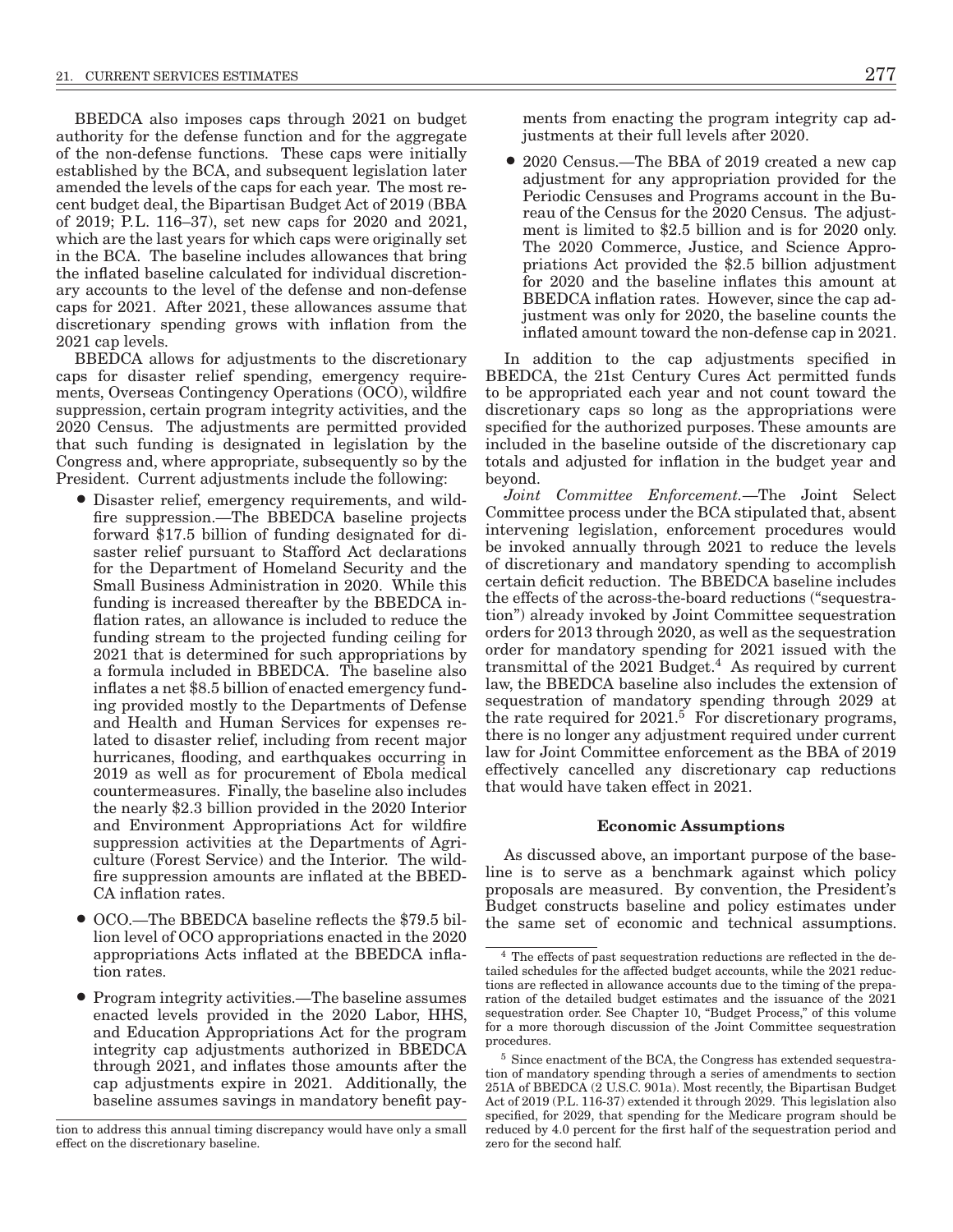BBEDCA also imposes caps through 2021 on budget authority for the defense function and for the aggregate of the non-defense functions. These caps were initially established by the BCA, and subsequent legislation later amended the levels of the caps for each year. The most recent budget deal, the Bipartisan Budget Act of 2019 (BBA of 2019; P.L. 116–37), set new caps for 2020 and 2021, which are the last years for which caps were originally set in the BCA. The baseline includes allowances that bring the inflated baseline calculated for individual discretionary accounts to the level of the defense and non-defense caps for 2021. After 2021, these allowances assume that discretionary spending grows with inflation from the 2021 cap levels.

BBEDCA allows for adjustments to the discretionary caps for disaster relief spending, emergency requirements, Overseas Contingency Operations (OCO), wildfire suppression, certain program integrity activities, and the 2020 Census. The adjustments are permitted provided that such funding is designated in legislation by the Congress and, where appropriate, subsequently so by the President. Current adjustments include the following:

- Disaster relief, emergency requirements, and wildfire suppression.—The BBEDCA baseline projects forward $17.5 billion of funding designated for disaster relief pursuant to Stafford Act declarations for the Department of Homeland Security and the Small Business Administration in 2020. While this funding is increased thereafter by the BBEDCA inflation rates, an allowance is included to reduce the funding stream to the projected funding ceiling for 2021 that is determined for such appropriations by a formula included in BBEDCA. The baseline also inflates a net $8.5 billion of enacted emergency funding provided mostly to the Departments of Defense and Health and Human Services for expenses related to disaster relief, including from recent major hurricanes, flooding, and earthquakes occurring in 2019 as well as for procurement of Ebola medical countermeasures. Finally, the baseline also includes the nearly $2.3 billion provided in the 2020 Interior and Environment Appropriations Act for wildfire suppression activities at the Departments of Agriculture (Forest Service) and the Interior. The wildfire suppression amounts are inflated at the BBEDCA inflation rates.
- OCO.—The BBEDCA baseline reflects the $79.5 billion level of OCO appropriations enacted in the 2020 appropriations Acts inflated at the BBEDCA inflation rates.
- Program integrity activities.—The baseline assumes enacted levels provided in the 2020 Labor, HHS, and Education Appropriations Act for the program integrity cap adjustments authorized in BBEDCA through 2021, and inflates those amounts after the cap adjustments expire in 2021. Additionally, the baseline assumes savings in mandatory benefit payments from enacting the program integrity cap adjustments at their full levels after 2020.
- 2020 Census.—The BBA of 2019 created a new cap adjustment for any appropriation provided for the Periodic Censuses and Programs account in the Bureau of the Census for the 2020 Census. The adjustment is limited to $2.5 billion and is for 2020 only. The 2020 Commerce, Justice, and Science Appropriations Act provided the $2.5 billion adjustment for 2020 and the baseline inflates this amount at BBEDCA inflation rates. However, since the cap adjustment was only for 2020, the baseline counts the inflated amount toward the non-defense cap in 2021.

In addition to the cap adjustments specified in BBEDCA, the 21st Century Cures Act permitted funds to be appropriated each year and not count toward the discretionary caps so long as the appropriations were specified for the authorized purposes. These amounts are included in the baseline outside of the discretionary cap totals and adjusted for inflation in the budget year and beyond.

*Joint Committee Enforcement.*—The Joint Select Committee process under the BCA stipulated that, absent intervening legislation, enforcement procedures would be invoked annually through 2021 to reduce the levels of discretionary and mandatory spending to accomplish certain deficit reduction. The BBEDCA baseline includes the effects of the across-the-board reductions ("sequestration") already invoked by Joint Committee sequestration orders for 2013 through 2020, as well as the sequestration order for mandatory spending for 2021 issued with the transmittal of the 2021 Budget.[4] As required by current law, the BBEDCA baseline also includes the extension of sequestration of mandatory spending through 2029 at the rate required for 2021.[5] For discretionary programs, there is no longer any adjustment required under current law for Joint Committee enforcement as the BBA of 2019 effectively cancelled any discretionary cap reductions that would have taken effect in 2021.

### Economic Assumptions

As discussed above, an important purpose of the baseline is to serve as a benchmark against which policy proposals are measured. By convention, the President's Budget constructs baseline and policy estimates under the same set of economic and technical assumptions.

---

tion to address this annual timing discrepancy would have only a small effect on the discretionary baseline.

[4] The effects of past sequestration reductions are reflected in the detailed schedules for the affected budget accounts, while the 2021 reductions are reflected in allowance accounts due to the timing of the preparation of the detailed budget estimates and the issuance of the 2021 sequestration order. See Chapter 10, "Budget Process," of this volume for a more thorough discussion of the Joint Committee sequestration procedures.

[5] Since enactment of the BCA, the Congress has extended sequestration of mandatory spending through a series of amendments to section 251A of BBEDCA (2 U.S.C. 901a). Most recently, the Bipartisan Budget Act of 2019 (P.L. 116-37) extended it through 2029. This legislation also specified, for 2029, that spending for the Medicare program should be reduced by 4.0 percent for the first half of the sequestration period and zero for the second half.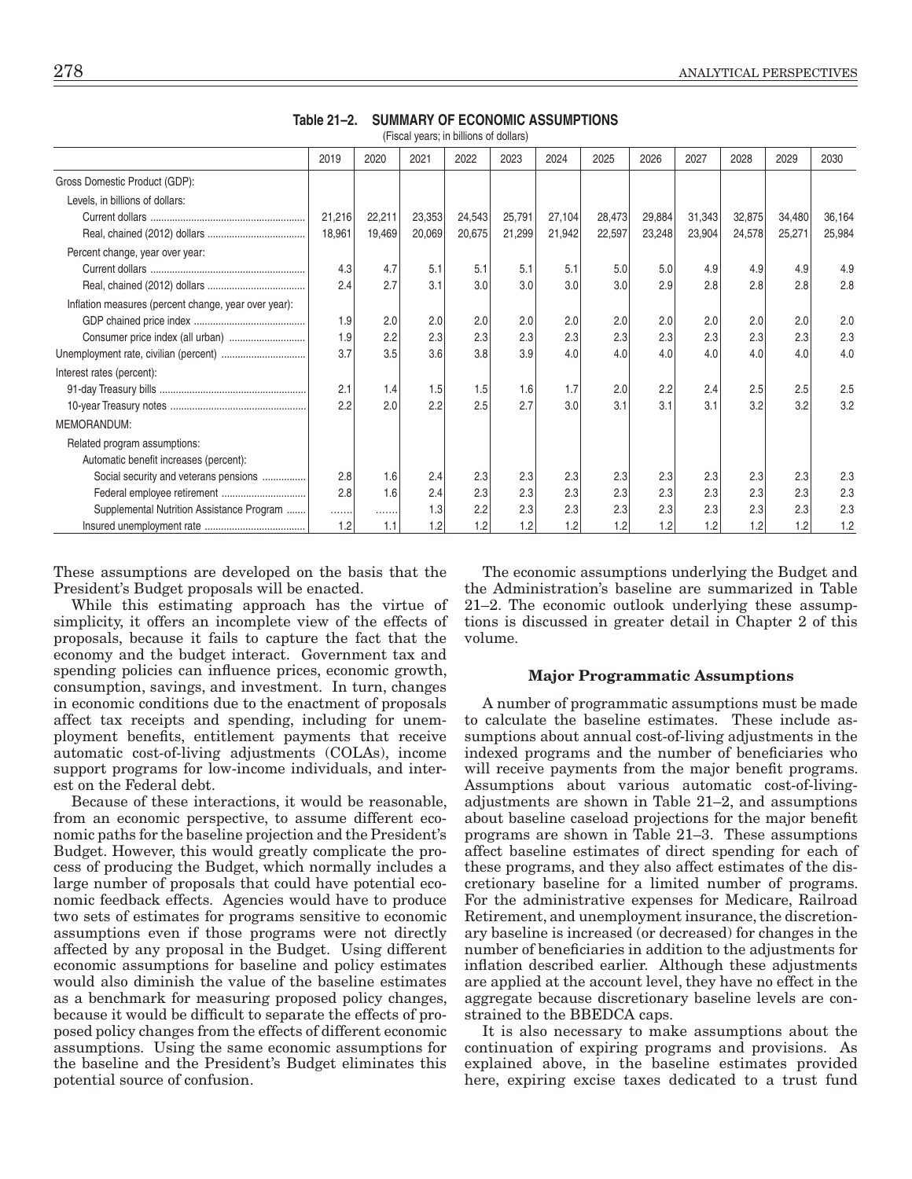**Table 21–2. SUMMARY OF ECONOMIC ASSUMPTIONS**

(Fiscal years; in billions of dollars)

| | 2019 | 2020 | 2021 | 2022 | 2023 | 2024 | 2025 | 2026 | 2027 | 2028 | 2029 | 2030 |
|---|---|---|---|---|---|---|---|---|---|---|---|---|
| Gross Domestic Product (GDP): | | | | | | | | | | | | |
| Levels, in billions of dollars: | | | | | | | | | | | | |
| Current dollars | 21,216 | 22,211 | 23,353 | 24,543 | 25,791 | 27,104 | 28,473 | 29,884 | 31,343 | 32,875 | 34,480 | 36,164 |
| Real, chained (2012) dollars | 18,961 | 19,469 | 20,069 | 20,675 | 21,299 | 21,942 | 22,597 | 23,248 | 23,904 | 24,578 | 25,271 | 25,984 |
| Percent change, year over year: | | | | | | | | | | | | |
| Current dollars | 4.3 | 4.7 | 5.1 | 5.1 | 5.1 | 5.1 | 5.0 | 5.0 | 4.9 | 4.9 | 4.9 | 4.9 |
| Real, chained (2012) dollars | 2.4 | 2.7 | 3.1 | 3.0 | 3.0 | 3.0 | 3.0 | 2.9 | 2.8 | 2.8 | 2.8 | 2.8 |
| Inflation measures (percent change, year over year): | | | | | | | | | | | | |
| GDP chained price index | 1.9 | 2.0 | 2.0 | 2.0 | 2.0 | 2.0 | 2.0 | 2.0 | 2.0 | 2.0 | 2.0 | 2.0 |
| Consumer price index (all urban) | 1.9 | 2.2 | 2.3 | 2.3 | 2.3 | 2.3 | 2.3 | 2.3 | 2.3 | 2.3 | 2.3 | 2.3 |
| Unemployment rate, civilian (percent) | 3.7 | 3.5 | 3.6 | 3.8 | 3.9 | 4.0 | 4.0 | 4.0 | 4.0 | 4.0 | 4.0 | 4.0 |
| Interest rates (percent): | | | | | | | | | | | | |
| 91-day Treasury bills | 2.1 | 1.4 | 1.5 | 1.5 | 1.6 | 1.7 | 2.0 | 2.2 | 2.4 | 2.5 | 2.5 | 2.5 |
| 10-year Treasury notes | 2.2 | 2.0 | 2.2 | 2.5 | 2.7 | 3.0 | 3.1 | 3.1 | 3.1 | 3.2 | 3.2 | 3.2 |
| MEMORANDUM: | | | | | | | | | | | | |
| Related program assumptions: | | | | | | | | | | | | |
| Automatic benefit increases (percent): | | | | | | | | | | | | |
| Social security and veterans pensions | 2.8 | 1.6 | 2.4 | 2.3 | 2.3 | 2.3 | 2.3 | 2.3 | 2.3 | 2.3 | 2.3 | 2.3 |
| Federal employee retirement | 2.8 | 1.6 | 2.4 | 2.3 | 2.3 | 2.3 | 2.3 | 2.3 | 2.3 | 2.3 | 2.3 | 2.3 |
| Supplemental Nutrition Assistance Program | ....... | ....... | 1.3 | 2.2 | 2.3 | 2.3 | 2.3 | 2.3 | 2.3 | 2.3 | 2.3 | 2.3 |
| Insured unemployment rate | 1.2 | 1.1 | 1.2 | 1.2 | 1.2 | 1.2 | 1.2 | 1.2 | 1.2 | 1.2 | 1.2 | 1.2 |

These assumptions are developed on the basis that the President's Budget proposals will be enacted.

While this estimating approach has the virtue of simplicity, it offers an incomplete view of the effects of proposals, because it fails to capture the fact that the economy and the budget interact. Government tax and spending policies can influence prices, economic growth, consumption, savings, and investment. In turn, changes in economic conditions due to the enactment of proposals affect tax receipts and spending, including for unemployment benefits, entitlement payments that receive automatic cost-of-living adjustments (COLAs), income support programs for low-income individuals, and interest on the Federal debt.

Because of these interactions, it would be reasonable, from an economic perspective, to assume different economic paths for the baseline projection and the President's Budget. However, this would greatly complicate the process of producing the Budget, which normally includes a large number of proposals that could have potential economic feedback effects. Agencies would have to produce two sets of estimates for programs sensitive to economic assumptions even if those programs were not directly affected by any proposal in the Budget. Using different economic assumptions for baseline and policy estimates would also diminish the value of the baseline estimates as a benchmark for measuring proposed policy changes, because it would be difficult to separate the effects of proposed policy changes from the effects of different economic assumptions. Using the same economic assumptions for the baseline and the President's Budget eliminates this potential source of confusion.

The economic assumptions underlying the Budget and the Administration's baseline are summarized in Table 21–2. The economic outlook underlying these assumptions is discussed in greater detail in Chapter 2 of this volume.

### Major Programmatic Assumptions

A number of programmatic assumptions must be made to calculate the baseline estimates. These include assumptions about annual cost-of-living adjustments in the indexed programs and the number of beneficiaries who will receive payments from the major benefit programs. Assumptions about various automatic cost-of-living-adjustments are shown in Table 21–2, and assumptions about baseline caseload projections for the major benefit programs are shown in Table 21–3. These assumptions affect baseline estimates of direct spending for each of these programs, and they also affect estimates of the discretionary baseline for a limited number of programs. For the administrative expenses for Medicare, Railroad Retirement, and unemployment insurance, the discretionary baseline is increased (or decreased) for changes in the number of beneficiaries in addition to the adjustments for inflation described earlier. Although these adjustments are applied at the account level, they have no effect in the aggregate because discretionary baseline levels are constrained to the BBEDCA caps.

It is also necessary to make assumptions about the continuation of expiring programs and provisions. As explained above, in the baseline estimates provided here, expiring excise taxes dedicated to a trust fund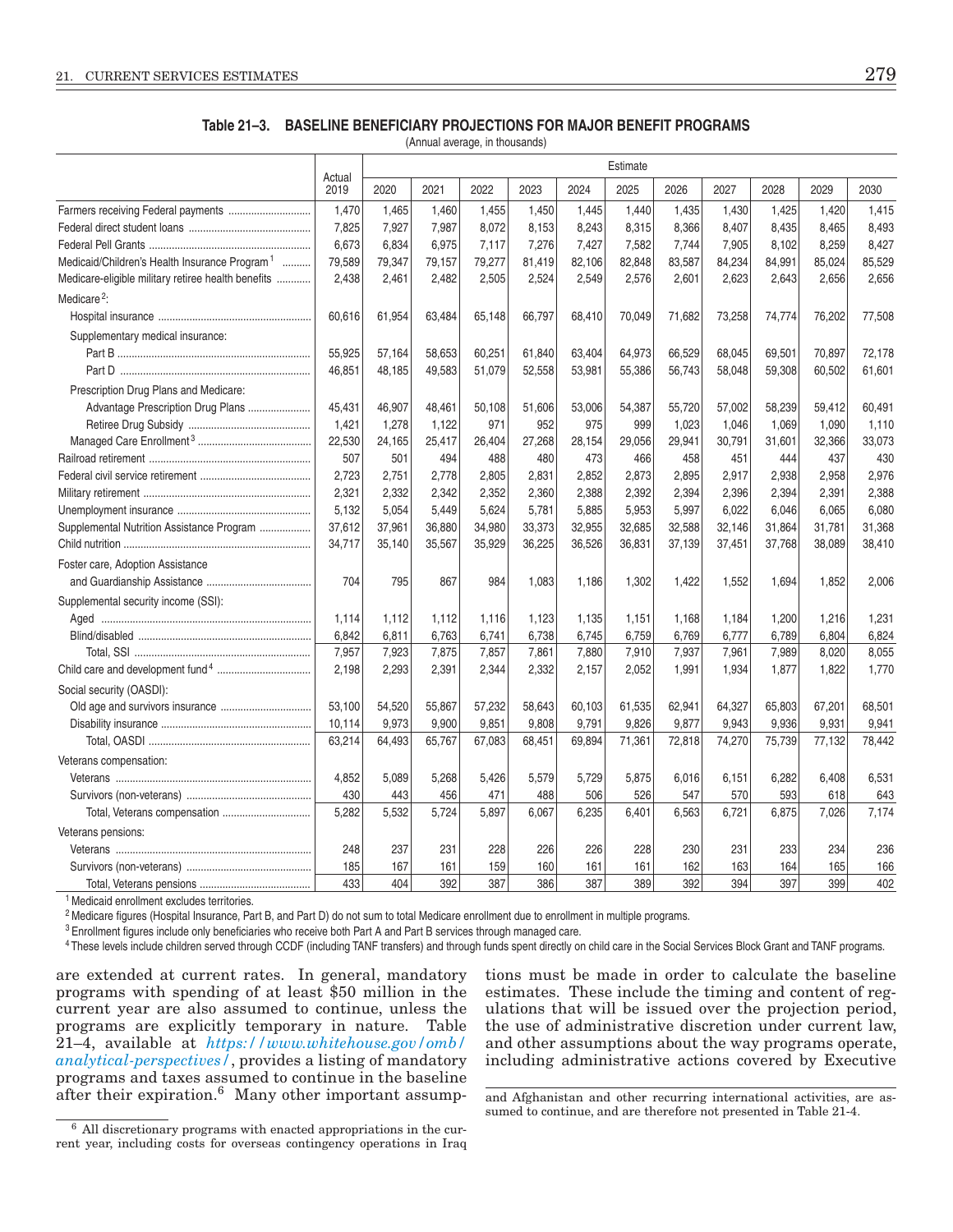**Table 21–3. BASELINE BENEFICIARY PROJECTIONS FOR MAJOR BENEFIT PROGRAMS**

(Annual average, in thousands)

| | Actual 2019 | Estimate 2020 | 2021 | 2022 | 2023 | 2024 | 2025 | 2026 | 2027 | 2028 | 2029 | 2030 |
|---|---|---|---|---|---|---|---|---|---|---|---|---|
| Farmers receiving Federal payments | 1,470 | 1,465 | 1,460 | 1,455 | 1,450 | 1,445 | 1,440 | 1,435 | 1,430 | 1,425 | 1,420 | 1,415 |
| Federal direct student loans | 7,825 | 7,927 | 7,987 | 8,072 | 8,153 | 8,243 | 8,315 | 8,366 | 8,407 | 8,435 | 8,465 | 8,493 |
| Federal Pell Grants | 6,673 | 6,834 | 6,975 | 7,117 | 7,276 | 7,427 | 7,582 | 7,744 | 7,905 | 8,102 | 8,259 | 8,427 |
| Medicaid/Children's Health Insurance Program [1] | 79,589 | 79,347 | 79,157 | 79,277 | 81,419 | 82,106 | 82,848 | 83,587 | 84,234 | 84,991 | 85,024 | 85,529 |
| Medicare-eligible military retiree health benefits | 2,438 | 2,461 | 2,482 | 2,505 | 2,524 | 2,549 | 2,576 | 2,601 | 2,623 | 2,643 | 2,656 | 2,656 |
| Medicare [2]: | | | | | | | | | | | | |
| Hospital insurance | 60,616 | 61,954 | 63,484 | 65,148 | 66,797 | 68,410 | 70,049 | 71,682 | 73,258 | 74,774 | 76,202 | 77,508 |
| Supplementary medical insurance: | | | | | | | | | | | | |
| Part B | 55,925 | 57,164 | 58,653 | 60,251 | 61,840 | 63,404 | 64,973 | 66,529 | 68,045 | 69,501 | 70,897 | 72,178 |
| Part D | 46,851 | 48,185 | 49,583 | 51,079 | 52,558 | 53,981 | 55,386 | 56,743 | 58,048 | 59,308 | 60,502 | 61,601 |
| Prescription Drug Plans and Medicare: | | | | | | | | | | | | |
| Advantage Prescription Drug Plans | 45,431 | 46,907 | 48,461 | 50,108 | 51,606 | 53,006 | 54,387 | 55,720 | 57,002 | 58,239 | 59,412 | 60,491 |
| Retiree Drug Subsidy | 1,421 | 1,278 | 1,122 | 971 | 952 | 975 | 999 | 1,023 | 1,046 | 1,069 | 1,090 | 1,110 |
| Managed Care Enrollment [3] | 22,530 | 24,165 | 25,417 | 26,404 | 27,268 | 28,154 | 29,056 | 29,941 | 30,791 | 31,601 | 32,366 | 33,073 |
| Railroad retirement | 507 | 501 | 494 | 488 | 480 | 473 | 466 | 458 | 451 | 444 | 437 | 430 |
| Federal civil service retirement | 2,723 | 2,751 | 2,778 | 2,805 | 2,831 | 2,852 | 2,873 | 2,895 | 2,917 | 2,938 | 2,958 | 2,976 |
| Military retirement | 2,321 | 2,332 | 2,342 | 2,352 | 2,360 | 2,388 | 2,392 | 2,394 | 2,396 | 2,394 | 2,391 | 2,388 |
| Unemployment insurance | 5,132 | 5,054 | 5,449 | 5,624 | 5,781 | 5,885 | 5,953 | 5,997 | 6,022 | 6,046 | 6,065 | 6,080 |
| Supplemental Nutrition Assistance Program | 37,612 | 37,961 | 36,880 | 34,980 | 33,373 | 32,955 | 32,685 | 32,588 | 32,146 | 31,864 | 31,781 | 31,368 |
| Child nutrition | 34,717 | 35,140 | 35,567 | 35,929 | 36,225 | 36,526 | 36,831 | 37,139 | 37,451 | 37,768 | 38,089 | 38,410 |
| Foster care, Adoption Assistance and Guardianship Assistance | 704 | 795 | 867 | 984 | 1,083 | 1,186 | 1,302 | 1,422 | 1,552 | 1,694 | 1,852 | 2,006 |
| Supplemental security income (SSI): | | | | | | | | | | | | |
| Aged | 1,114 | 1,112 | 1,112 | 1,116 | 1,123 | 1,135 | 1,151 | 1,168 | 1,184 | 1,200 | 1,216 | 1,231 |
| Blind/disabled | 6,842 | 6,811 | 6,763 | 6,741 | 6,738 | 6,745 | 6,759 | 6,769 | 6,777 | 6,789 | 6,804 | 6,824 |
| Total, SSI | 7,957 | 7,923 | 7,875 | 7,857 | 7,861 | 7,880 | 7,910 | 7,937 | 7,961 | 7,989 | 8,020 | 8,055 |
| Child care and development fund [4] | 2,198 | 2,293 | 2,391 | 2,344 | 2,332 | 2,157 | 2,052 | 1,991 | 1,934 | 1,877 | 1,822 | 1,770 |
| Social security (OASDI): | | | | | | | | | | | | |
| Old age and survivors insurance | 53,100 | 54,520 | 55,867 | 57,232 | 58,643 | 60,103 | 61,535 | 62,941 | 64,327 | 65,803 | 67,201 | 68,501 |
| Disability insurance | 10,114 | 9,973 | 9,900 | 9,851 | 9,808 | 9,791 | 9,826 | 9,877 | 9,943 | 9,936 | 9,931 | 9,941 |
| Total, OASDI | 63,214 | 64,493 | 65,767 | 67,083 | 68,451 | 69,894 | 71,361 | 72,818 | 74,270 | 75,739 | 77,132 | 78,442 |
| Veterans compensation: | | | | | | | | | | | | |
| Veterans | 4,852 | 5,089 | 5,268 | 5,426 | 5,579 | 5,729 | 5,875 | 6,016 | 6,151 | 6,282 | 6,408 | 6,531 |
| Survivors (non-veterans) | 430 | 443 | 456 | 471 | 488 | 506 | 526 | 547 | 570 | 593 | 618 | 643 |
| Total, Veterans compensation | 5,282 | 5,532 | 5,724 | 5,897 | 6,067 | 6,235 | 6,401 | 6,563 | 6,721 | 6,875 | 7,026 | 7,174 |
| Veterans pensions: | | | | | | | | | | | | |
| Veterans | 248 | 237 | 231 | 228 | 226 | 226 | 228 | 230 | 231 | 233 | 234 | 236 |
| Survivors (non-veterans) | 185 | 167 | 161 | 159 | 160 | 161 | 161 | 162 | 163 | 164 | 165 | 166 |
| Total, Veterans pensions | 433 | 404 | 392 | 387 | 386 | 387 | 389 | 392 | 394 | 397 | 399 | 402 |

[1] Medicaid enrollment excludes territories.

[2] Medicare figures (Hospital Insurance, Part B, and Part D) do not sum to total Medicare enrollment due to enrollment in multiple programs.

[3] Enrollment figures include only beneficiaries who receive both Part A and Part B services through managed care.

[4] These levels include children served through CCDF (including TANF transfers) and through funds spent directly on child care in the Social Services Block Grant and TANF programs.

are extended at current rates. In general, mandatory programs with spending of at least $50 million in the current year are also assumed to continue, unless the programs are explicitly temporary in nature. Table 21–4, available at *https://www.whitehouse.gov/omb/analytical-perspectives/*, provides a listing of mandatory programs and taxes assumed to continue in the baseline after their expiration.[6] Many other important assumptions must be made in order to calculate the baseline estimates. These include the timing and content of regulations that will be issued over the projection period, the use of administrative discretion under current law, and other assumptions about the way programs operate, including administrative actions covered by Executive

[6] All discretionary programs with enacted appropriations in the current year, including costs for overseas contingency operations in Iraq and Afghanistan and other recurring international activities, are assumed to continue, and are therefore not presented in Table 21-4.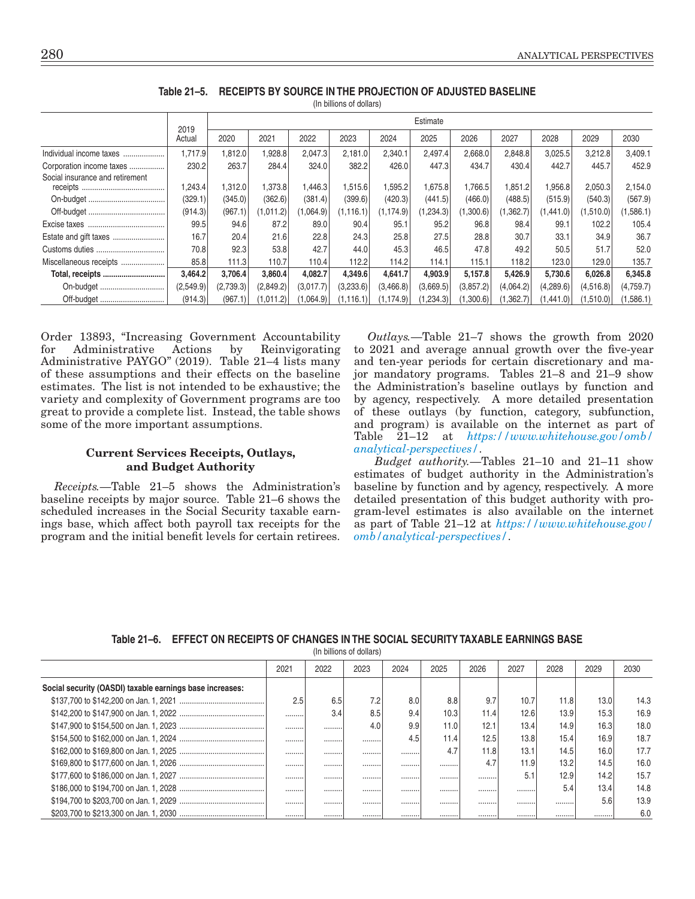**Table 21–5. RECEIPTS BY SOURCE IN THE PROJECTION OF ADJUSTED BASELINE**

(In billions of dollars)

| | 2019 Actual | Estimate | | | | | | | | | | |
|---|---|---|---|---|---|---|---|---|---|---|---|---|
| | | 2020 | 2021 | 2022 | 2023 | 2024 | 2025 | 2026 | 2027 | 2028 | 2029 | 2030 |
| Individual income taxes | 1,717.9 | 1,812.0 | 1,928.8 | 2,047.3 | 2,181.0 | 2,340.1 | 2,497.4 | 2,668.0 | 2,848.8 | 3,025.5 | 3,212.8 | 3,409.1 |
| Corporation income taxes | 230.2 | 263.7 | 284.4 | 324.0 | 382.2 | 426.0 | 447.3 | 434.7 | 430.4 | 442.7 | 445.7 | 452.9 |
| Social insurance and retirement receipts | 1,243.4 | 1,312.0 | 1,373.8 | 1,446.3 | 1,515.6 | 1,595.2 | 1,675.8 | 1,766.5 | 1,851.2 | 1,956.8 | 2,050.3 | 2,154.0 |
| On-budget | (329.1) | (345.0) | (362.6) | (381.4) | (399.6) | (420.3) | (441.5) | (466.0) | (488.5) | (515.9) | (540.3) | (567.9) |
| Off-budget | (914.3) | (967.1) | (1,011.2) | (1,064.9) | (1,116.1) | (1,174.9) | (1,234.3) | (1,300.6) | (1,362.7) | (1,441.0) | (1,510.0) | (1,586.1) |
| Excise taxes | 99.5 | 94.6 | 87.2 | 89.0 | 90.4 | 95.1 | 95.2 | 96.8 | 98.4 | 99.1 | 102.2 | 105.4 |
| Estate and gift taxes | 16.7 | 20.4 | 21.6 | 22.8 | 24.3 | 25.8 | 27.5 | 28.8 | 30.7 | 33.1 | 34.9 | 36.7 |
| Customs duties | 70.8 | 92.3 | 53.8 | 42.7 | 44.0 | 45.3 | 46.5 | 47.8 | 49.2 | 50.5 | 51.7 | 52.0 |
| Miscellaneous receipts | 85.8 | 111.3 | 110.7 | 110.4 | 112.2 | 114.2 | 114.1 | 115.1 | 118.2 | 123.0 | 129.0 | 135.7 |
| **Total, receipts** | **3,464.2** | **3,706.4** | **3,860.4** | **4,082.7** | **4,349.6** | **4,641.7** | **4,903.9** | **5,157.8** | **5,426.9** | **5,730.6** | **6,026.8** | **6,345.8** |
| On-budget | (2,549.9) | (2,739.3) | (2,849.2) | (3,017.7) | (3,233.6) | (3,466.8) | (3,669.5) | (3,857.2) | (4,064.2) | (4,289.6) | (4,516.8) | (4,759.7) |
| Off-budget | (914.3) | (967.1) | (1,011.2) | (1,064.9) | (1,116.1) | (1,174.9) | (1,234.3) | (1,300.6) | (1,362.7) | (1,441.0) | (1,510.0) | (1,586.1) |

Order 13893, "Increasing Government Accountability for Administrative Actions by Reinvigorating Administrative PAYGO" (2019). Table 21–4 lists many of these assumptions and their effects on the baseline estimates. The list is not intended to be exhaustive; the variety and complexity of Government programs are too great to provide a complete list. Instead, the table shows some of the more important assumptions.

## Current Services Receipts, Outlays, and Budget Authority

*Receipts.*—Table 21–5 shows the Administration's baseline receipts by major source. Table 21–6 shows the scheduled increases in the Social Security taxable earnings base, which affect both payroll tax receipts for the program and the initial benefit levels for certain retirees.

*Outlays.*—Table 21–7 shows the growth from 2020 to 2021 and average annual growth over the five-year and ten-year periods for certain discretionary and major mandatory programs. Tables 21–8 and 21–9 show the Administration's baseline outlays by function and by agency, respectively. A more detailed presentation of these outlays (by function, category, subfunction, and program) is available on the internet as part of Table 21–12 at *https://www.whitehouse.gov/omb/analytical-perspectives/*.

*Budget authority.*—Tables 21–10 and 21–11 show estimates of budget authority in the Administration's baseline by function and by agency, respectively. A more detailed presentation of this budget authority with program-level estimates is also available on the internet as part of Table 21–12 at *https://www.whitehouse.gov/omb/analytical-perspectives/*.

**Table 21–6. EFFECT ON RECEIPTS OF CHANGES IN THE SOCIAL SECURITY TAXABLE EARNINGS BASE**

(In billions of dollars)

| | 2021 | 2022 | 2023 | 2024 | 2025 | 2026 | 2027 | 2028 | 2029 | 2030 |
|---|---|---|---|---|---|---|---|---|---|---|
| **Social security (OASDI) taxable earnings base increases:** | | | | | | | | | | |
| $137,700 to $142,200 on Jan. 1, 2021 | 2.5 | 6.5 | 7.2 | 8.0 | 8.8 | 9.7 | 10.7 | 11.8 | 13.0 | 14.3 |
| $142,200 to $147,900 on Jan. 1, 2022 | .......... | 3.4 | 8.5 | 9.4 | 10.3 | 11.4 | 12.6 | 13.9 | 15.3 | 16.9 |
| $147,900 to $154,500 on Jan. 1, 2023 | .......... | .......... | 4.0 | 9.9 | 11.0 | 12.1 | 13.4 | 14.9 | 16.3 | 18.0 |
| $154,500 to $162,000 on Jan. 1, 2024 | .......... | .......... | .......... | 4.5 | 11.4 | 12.5 | 13.8 | 15.4 | 16.9 | 18.7 |
| $162,000 to $169,800 on Jan. 1, 2025 | .......... | .......... | .......... | .......... | 4.7 | 11.8 | 13.1 | 14.5 | 16.0 | 17.7 |
| $169,800 to $177,600 on Jan. 1, 2026 | .......... | .......... | .......... | .......... | .......... | 4.7 | 11.9 | 13.2 | 14.5 | 16.0 |
| $177,600 to $186,000 on Jan. 1, 2027 | .......... | .......... | .......... | .......... | .......... | .......... | 5.1 | 12.9 | 14.2 | 15.7 |
| $186,000 to $194,700 on Jan. 1, 2028 | .......... | .......... | .......... | .......... | .......... | .......... | .......... | 5.4 | 13.4 | 14.8 |
| $194,700 to $203,700 on Jan. 1, 2029 | .......... | .......... | .......... | .......... | .......... | .......... | .......... | .......... | 5.6 | 13.9 |
| $203,700 to $213,300 on Jan. 1, 2030 | .......... | .......... | .......... | .......... | .......... | .......... | .......... | .......... | .......... | 6.0 |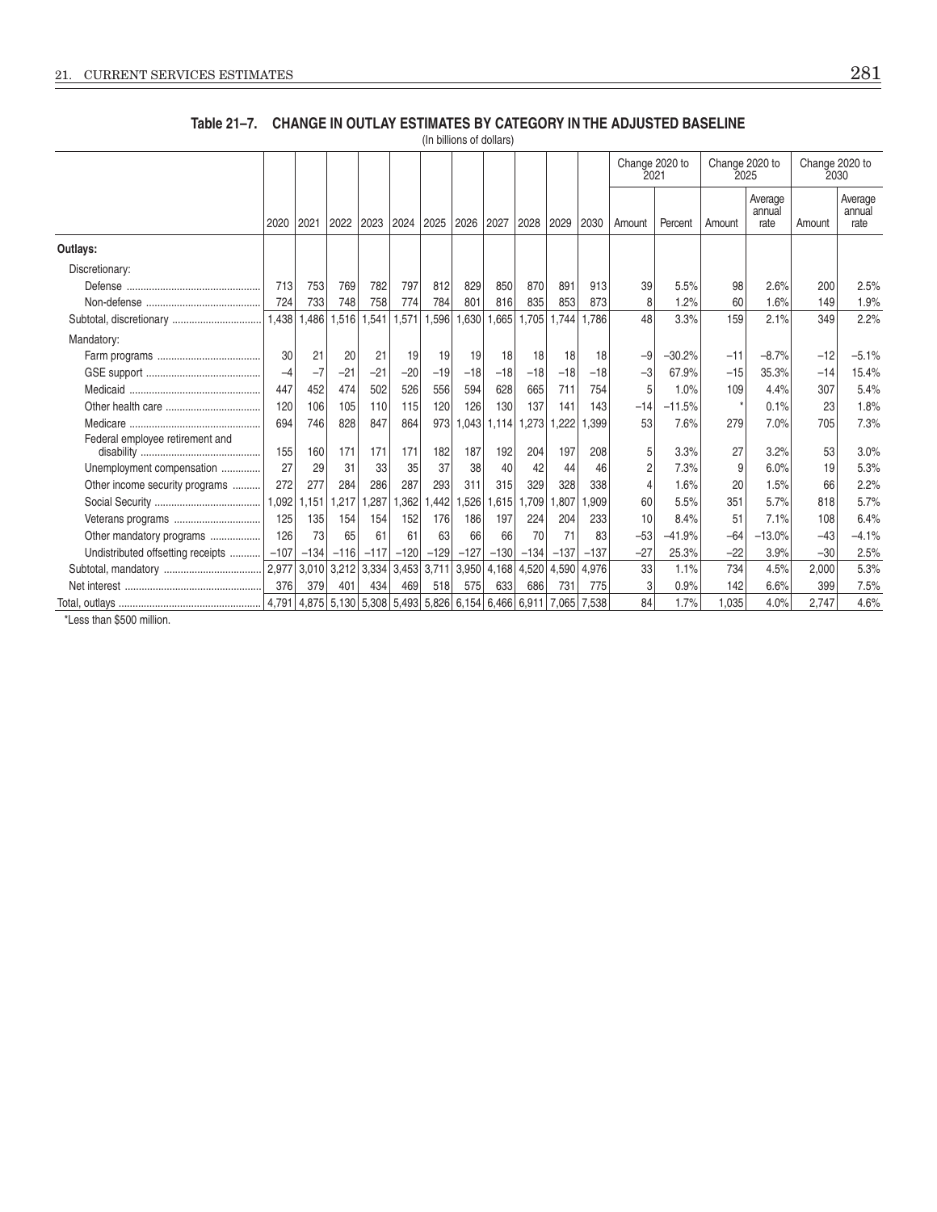**Table 21–7. CHANGE IN OUTLAY ESTIMATES BY CATEGORY IN THE ADJUSTED BASELINE**

(In billions of dollars)

| | 2020 | 2021 | 2022 | 2023 | 2024 | 2025 | 2026 | 2027 | 2028 | 2029 | 2030 | Change 2020 to 2021 | | Change 2020 to 2025 | | Change 2020 to 2030 | |
|---|---|---|---|---|---|---|---|---|---|---|---|---|---|---|---|---|---|
| | | | | | | | | | | | | Amount | Percent | Amount | Average annual rate | Amount | Average annual rate |
| **Outlays:** | | | | | | | | | | | | | | | | | |
| Discretionary: | | | | | | | | | | | | | | | | | |
| Defense | 713 | 753 | 769 | 782 | 797 | 812 | 829 | 850 | 870 | 891 | 913 | 39 | 5.5% | 98 | 2.6% | 200 | 2.5% |
| Non-defense | 724 | 733 | 748 | 758 | 774 | 784 | 801 | 816 | 835 | 853 | 873 | 8 | 1.2% | 60 | 1.6% | 149 | 1.9% |
| Subtotal, discretionary | 1,438 | 1,486 | 1,516 | 1,541 | 1,571 | 1,596 | 1,630 | 1,665 | 1,705 | 1,744 | 1,786 | 48 | 3.3% | 159 | 2.1% | 349 | 2.2% |
| Mandatory: | | | | | | | | | | | | | | | | | |
| Farm programs | 30 | 21 | 20 | 21 | 19 | 19 | 19 | 18 | 18 | 18 | 18 | −9 | −30.2% | −11 | −8.7% | −12 | −5.1% |
| GSE support | −4 | −7 | −21 | −21 | −20 | −19 | −18 | −18 | −18 | −18 | −18 | −3 | 67.9% | −15 | 35.3% | −14 | 15.4% |
| Medicaid | 447 | 452 | 474 | 502 | 526 | 556 | 594 | 628 | 665 | 711 | 754 | 5 | 1.0% | 109 | 4.4% | 307 | 5.4% |
| Other health care | 120 | 106 | 105 | 110 | 115 | 120 | 126 | 130 | 137 | 141 | 143 | −14 | −11.5% | * | 0.1% | 23 | 1.8% |
| Medicare | 694 | 746 | 828 | 847 | 864 | 973 | 1,043 | 1,114 | 1,273 | 1,222 | 1,399 | 53 | 7.6% | 279 | 7.0% | 705 | 7.3% |
| Federal employee retirement and disability | 155 | 160 | 171 | 171 | 171 | 182 | 187 | 192 | 204 | 197 | 208 | 5 | 3.3% | 27 | 3.2% | 53 | 3.0% |
| Unemployment compensation | 27 | 29 | 31 | 33 | 35 | 37 | 38 | 40 | 42 | 44 | 46 | 2 | 7.3% | 9 | 6.0% | 19 | 5.3% |
| Other income security programs | 272 | 277 | 284 | 286 | 287 | 293 | 311 | 315 | 329 | 328 | 338 | 4 | 1.6% | 20 | 1.5% | 66 | 2.2% |
| Social Security | 1,092 | 1,151 | 1,217 | 1,287 | 1,362 | 1,442 | 1,526 | 1,615 | 1,709 | 1,807 | 1,909 | 60 | 5.5% | 351 | 5.7% | 818 | 5.7% |
| Veterans programs | 125 | 135 | 154 | 154 | 152 | 176 | 186 | 197 | 224 | 204 | 233 | 10 | 8.4% | 51 | 7.1% | 108 | 6.4% |
| Other mandatory programs | 126 | 73 | 65 | 61 | 61 | 63 | 66 | 66 | 70 | 71 | 83 | −53 | −41.9% | −64 | −13.0% | −43 | −4.1% |
| Undistributed offsetting receipts | −107 | −134 | −116 | −117 | −120 | −129 | −127 | −130 | −134 | −137 | −137 | −27 | 25.3% | −22 | 3.9% | −30 | 2.5% |
| Subtotal, mandatory | 2,977 | 3,010 | 3,212 | 3,334 | 3,453 | 3,711 | 3,950 | 4,168 | 4,520 | 4,590 | 4,976 | 33 | 1.1% | 734 | 4.5% | 2,000 | 5.3% |
| Net interest | 376 | 379 | 401 | 434 | 469 | 518 | 575 | 633 | 686 | 731 | 775 | 3 | 0.9% | 142 | 6.6% | 399 | 7.5% |
| Total, outlays | 4,791 | 4,875 | 5,130 | 5,308 | 5,493 | 5,826 | 6,154 | 6,466 | 6,911 | 7,065 | 7,538 | 84 | 1.7% | 1,035 | 4.0% | 2,747 | 4.6% |

*Less than $500 million.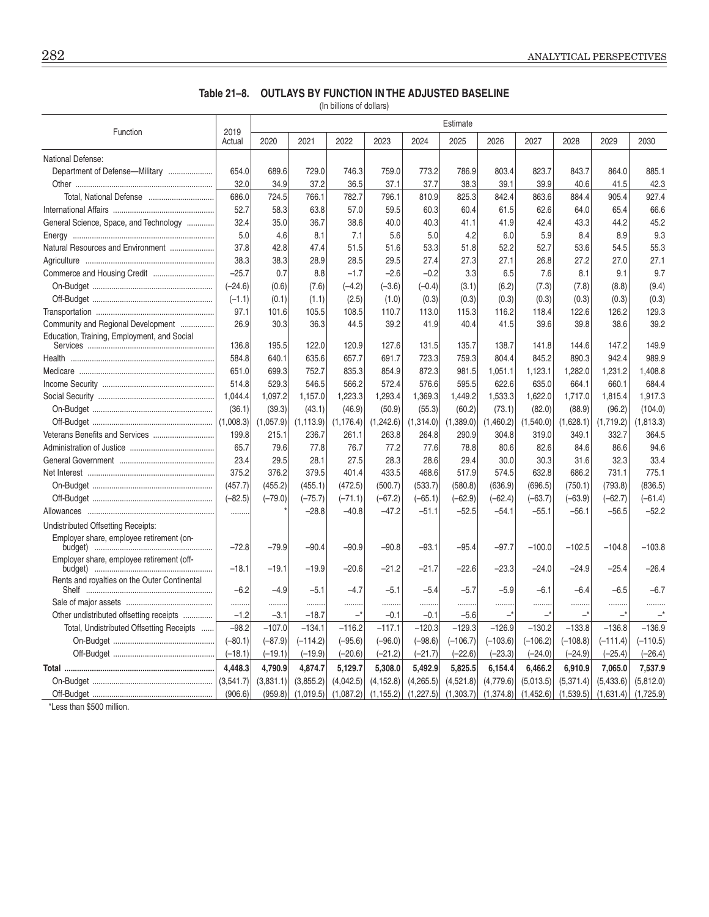**Table 21–8. OUTLAYS BY FUNCTION IN THE ADJUSTED BASELINE**

(In billions of dollars)

| Function | 2019 Actual | Estimate | | | | | | | | | | |
|---|---|---|---|---|---|---|---|---|---|---|---|---|
| | | 2020 | 2021 | 2022 | 2023 | 2024 | 2025 | 2026 | 2027 | 2028 | 2029 | 2030 |
| National Defense: | | | | | | | | | | | | |
| Department of Defense—Military | 654.0 | 689.6 | 729.0 | 746.3 | 759.0 | 773.2 | 786.9 | 803.4 | 823.7 | 843.7 | 864.0 | 885.1 |
| Other | 32.0 | 34.9 | 37.2 | 36.5 | 37.1 | 37.7 | 38.3 | 39.1 | 39.9 | 40.6 | 41.5 | 42.3 |
| Total, National Defense | 686.0 | 724.5 | 766.1 | 782.7 | 796.1 | 810.9 | 825.3 | 842.4 | 863.6 | 884.4 | 905.4 | 927.4 |
| International Affairs | 52.7 | 58.3 | 63.8 | 57.0 | 59.5 | 60.3 | 60.4 | 61.5 | 62.6 | 64.0 | 65.4 | 66.6 |
| General Science, Space, and Technology | 32.4 | 35.0 | 36.7 | 38.6 | 40.0 | 40.3 | 41.1 | 41.9 | 42.4 | 43.3 | 44.2 | 45.2 |
| Energy | 5.0 | 4.6 | 8.1 | 7.1 | 5.6 | 5.0 | 4.2 | 6.0 | 5.9 | 8.4 | 8.9 | 9.3 |
| Natural Resources and Environment | 37.8 | 42.8 | 47.4 | 51.5 | 51.6 | 53.3 | 51.8 | 52.2 | 52.7 | 53.6 | 54.5 | 55.3 |
| Agriculture | 38.3 | 38.3 | 28.9 | 28.5 | 29.5 | 27.4 | 27.3 | 27.1 | 26.8 | 27.2 | 27.0 | 27.1 |
| Commerce and Housing Credit | –25.7 | 0.7 | 8.8 | –1.7 | –2.6 | –0.2 | 3.3 | 6.5 | 7.6 | 8.1 | 9.1 | 9.7 |
| On-Budget | (–24.6) | (0.6) | (7.6) | (–4.2) | (–3.6) | (–0.4) | (3.1) | (6.2) | (7.3) | (7.8) | (8.8) | (9.4) |
| Off-Budget | (–1.1) | (0.1) | (1.1) | (2.5) | (1.0) | (0.3) | (0.3) | (0.3) | (0.3) | (0.3) | (0.3) | (0.3) |
| Transportation | 97.1 | 101.6 | 105.5 | 108.5 | 110.7 | 113.0 | 115.3 | 116.2 | 118.4 | 122.6 | 126.2 | 129.3 |
| Community and Regional Development | 26.9 | 30.3 | 36.3 | 44.5 | 39.2 | 41.9 | 40.4 | 41.5 | 39.6 | 39.8 | 38.6 | 39.2 |
| Education, Training, Employment, and Social Services | 136.8 | 195.5 | 122.0 | 120.9 | 127.6 | 131.5 | 135.7 | 138.7 | 141.8 | 144.6 | 147.2 | 149.9 |
| Health | 584.8 | 640.1 | 635.6 | 657.7 | 691.7 | 723.3 | 759.3 | 804.4 | 845.2 | 890.3 | 942.4 | 989.9 |
| Medicare | 651.0 | 699.3 | 752.7 | 835.3 | 854.9 | 872.3 | 981.5 | 1,051.1 | 1,123.1 | 1,282.0 | 1,231.2 | 1,408.8 |
| Income Security | 514.8 | 529.3 | 546.5 | 566.2 | 572.4 | 576.6 | 595.5 | 622.6 | 635.0 | 664.1 | 660.1 | 684.4 |
| Social Security | 1,044.4 | 1,097.2 | 1,157.0 | 1,223.3 | 1,293.4 | 1,369.3 | 1,449.2 | 1,533.3 | 1,622.0 | 1,717.0 | 1,815.4 | 1,917.3 |
| On-Budget | (36.1) | (39.3) | (43.1) | (46.9) | (50.9) | (55.3) | (60.2) | (73.1) | (82.0) | (88.9) | (96.2) | (104.0) |
| Off-Budget | (1,008.3) | (1,057.9) | (1,113.9) | (1,176.4) | (1,242.6) | (1,314.0) | (1,389.0) | (1,460.2) | (1,540.0) | (1,628.1) | (1,719.2) | (1,813.3) |
| Veterans Benefits and Services | 199.8 | 215.1 | 236.7 | 261.1 | 263.8 | 264.8 | 290.9 | 304.8 | 319.0 | 349.1 | 332.7 | 364.5 |
| Administration of Justice | 65.7 | 79.6 | 77.8 | 76.7 | 77.2 | 77.6 | 78.8 | 80.6 | 82.6 | 84.6 | 86.6 | 94.6 |
| General Government | 23.4 | 29.5 | 28.1 | 27.5 | 28.3 | 28.6 | 29.4 | 30.0 | 30.3 | 31.6 | 32.3 | 33.4 |
| Net Interest | 375.2 | 376.2 | 379.5 | 401.4 | 433.5 | 468.6 | 517.9 | 574.5 | 632.8 | 686.2 | 731.1 | 775.1 |
| On-Budget | (457.7) | (455.2) | (455.1) | (472.5) | (500.7) | (533.7) | (580.8) | (636.9) | (696.5) | (750.1) | (793.8) | (836.5) |
| Off-Budget | (–82.5) | (–79.0) | (–75.7) | (–71.1) | (–67.2) | (–65.1) | (–62.9) | (–62.4) | (–63.7) | (–63.9) | (–62.7) | (–61.4) |
| Allowances | .......... | * | –28.8 | –40.8 | –47.2 | –51.1 | –52.5 | –54.1 | –55.1 | –56.1 | –56.5 | –52.2 |
| Undistributed Offsetting Receipts: | | | | | | | | | | | | |
| Employer share, employee retirement (on-budget) | –72.8 | –79.9 | –90.4 | –90.9 | –90.8 | –93.1 | –95.4 | –97.7 | –100.0 | –102.5 | –104.8 | –103.8 |
| Employer share, employee retirement (off-budget) | –18.1 | –19.1 | –19.9 | –20.6 | –21.2 | –21.7 | –22.6 | –23.3 | –24.0 | –24.9 | –25.4 | –26.4 |
| Rents and royalties on the Outer Continental Shelf | –6.2 | –4.9 | –5.1 | –4.7 | –5.1 | –5.4 | –5.7 | –5.9 | –6.1 | –6.4 | –6.5 | –6.7 |
| Sale of major assets | .......... | .......... | .......... | .......... | .......... | .......... | .......... | .......... | .......... | .......... | .......... | .......... |
| Other undistributed offsetting receipts | –1.2 | –3.1 | –18.7 | –* | –0.1 | –0.1 | –5.6 | –* | –* | –* | –* | –* |
| Total, Undistributed Offsetting Receipts | –98.2 | –107.0 | –134.1 | –116.2 | –117.1 | –120.3 | –129.3 | –126.9 | –130.2 | –133.8 | –136.8 | –136.9 |
| On-Budget | (–80.1) | (–87.9) | (–114.2) | (–95.6) | (–96.0) | (–98.6) | (–106.7) | (–103.6) | (–106.2) | (–108.8) | (–111.4) | (–110.5) |
| Off-Budget | (–18.1) | (–19.1) | (–19.9) | (–20.6) | (–21.2) | (–21.7) | (–22.6) | (–23.3) | (–24.0) | (–24.9) | (–25.4) | (–26.4) |
| **Total** | **4,448.3** | **4,790.9** | **4,874.7** | **5,129.7** | **5,308.0** | **5,492.9** | **5,825.5** | **6,154.4** | **6,466.2** | **6,910.9** | **7,065.0** | **7,537.9** |
| On-Budget | (3,541.7) | (3,831.1) | (3,855.2) | (4,042.5) | (4,152.8) | (4,265.5) | (4,521.8) | (4,779.6) | (5,013.5) | (5,371.4) | (5,433.6) | (5,812.0) |
| Off-Budget | (906.6) | (959.8) | (1,019.5) | (1,087.2) | (1,155.2) | (1,227.5) | (1,303.7) | (1,374.8) | (1,452.6) | (1,539.5) | (1,631.4) | (1,725.9) |

*Less than $500 million.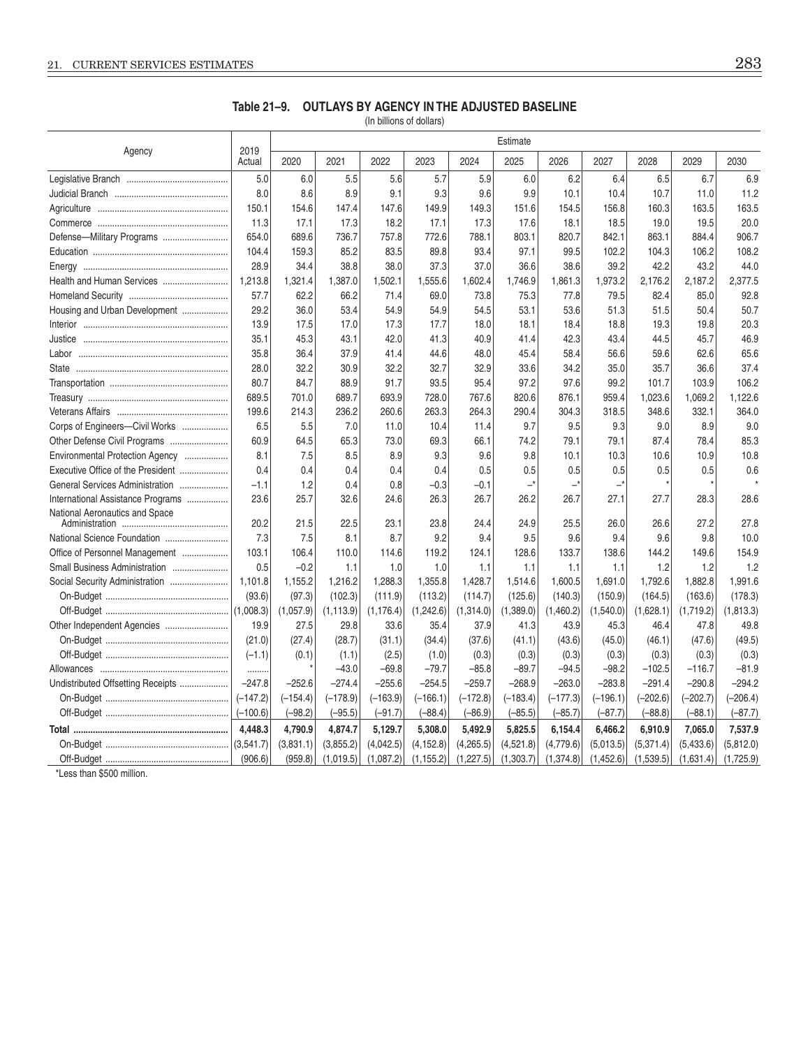**Table 21–9. OUTLAYS BY AGENCY IN THE ADJUSTED BASELINE**

(In billions of dollars)

| Agency | 2019 Actual | Estimate | | | | | | | | | | |
|---|---|---|---|---|---|---|---|---|---|---|---|---|
| | | 2020 | 2021 | 2022 | 2023 | 2024 | 2025 | 2026 | 2027 | 2028 | 2029 | 2030 |
| Legislative Branch | 5.0 | 6.0 | 5.5 | 5.6 | 5.7 | 5.9 | 6.0 | 6.2 | 6.4 | 6.5 | 6.7 | 6.9 |
| Judicial Branch | 8.0 | 8.6 | 8.9 | 9.1 | 9.3 | 9.6 | 9.9 | 10.1 | 10.4 | 10.7 | 11.0 | 11.2 |
| Agriculture | 150.1 | 154.6 | 147.4 | 147.6 | 149.9 | 149.3 | 151.6 | 154.5 | 156.8 | 160.3 | 163.5 | 163.5 |
| Commerce | 11.3 | 17.1 | 17.3 | 18.2 | 17.1 | 17.3 | 17.6 | 18.1 | 18.5 | 19.0 | 19.5 | 20.0 |
| Defense—Military Programs | 654.0 | 689.6 | 736.7 | 757.8 | 772.6 | 788.1 | 803.1 | 820.7 | 842.1 | 863.1 | 884.4 | 906.7 |
| Education | 104.4 | 159.3 | 85.2 | 83.5 | 89.8 | 93.4 | 97.1 | 99.5 | 102.2 | 104.3 | 106.2 | 108.2 |
| Energy | 28.9 | 34.4 | 38.8 | 38.0 | 37.3 | 37.0 | 36.6 | 38.6 | 39.2 | 42.2 | 43.2 | 44.0 |
| Health and Human Services | 1,213.8 | 1,321.4 | 1,387.0 | 1,502.1 | 1,555.6 | 1,602.4 | 1,746.9 | 1,861.3 | 1,973.2 | 2,176.2 | 2,187.2 | 2,377.5 |
| Homeland Security | 57.7 | 62.2 | 66.2 | 71.4 | 69.0 | 73.8 | 75.3 | 77.8 | 79.5 | 82.4 | 85.0 | 92.8 |
| Housing and Urban Development | 29.2 | 36.0 | 53.4 | 54.9 | 54.9 | 54.5 | 53.1 | 53.6 | 51.3 | 51.5 | 50.4 | 50.7 |
| Interior | 13.9 | 17.5 | 17.0 | 17.3 | 17.7 | 18.0 | 18.1 | 18.4 | 18.8 | 19.3 | 19.8 | 20.3 |
| Justice | 35.1 | 45.3 | 43.1 | 42.0 | 41.3 | 40.9 | 41.4 | 42.3 | 43.4 | 44.5 | 45.7 | 46.9 |
| Labor | 35.8 | 36.4 | 37.9 | 41.4 | 44.6 | 48.0 | 45.4 | 58.4 | 56.6 | 59.6 | 62.6 | 65.6 |
| State | 28.0 | 32.2 | 30.9 | 32.2 | 32.7 | 32.9 | 33.6 | 34.2 | 35.0 | 35.7 | 36.6 | 37.4 |
| Transportation | 80.7 | 84.7 | 88.9 | 91.7 | 93.5 | 95.4 | 97.2 | 97.6 | 99.2 | 101.7 | 103.9 | 106.2 |
| Treasury | 689.5 | 701.0 | 689.7 | 693.9 | 728.0 | 767.6 | 820.6 | 876.1 | 959.4 | 1,023.6 | 1,069.2 | 1,122.6 |
| Veterans Affairs | 199.6 | 214.3 | 236.2 | 260.6 | 263.3 | 264.3 | 290.4 | 304.3 | 318.5 | 348.6 | 332.1 | 364.0 |
| Corps of Engineers—Civil Works | 6.5 | 5.5 | 7.0 | 11.0 | 10.4 | 11.4 | 9.7 | 9.5 | 9.3 | 9.0 | 8.9 | 9.0 |
| Other Defense Civil Programs | 60.9 | 64.5 | 65.3 | 73.0 | 69.3 | 66.1 | 74.2 | 79.1 | 79.1 | 87.4 | 78.4 | 85.3 |
| Environmental Protection Agency | 8.1 | 7.5 | 8.5 | 8.9 | 9.3 | 9.6 | 9.8 | 10.1 | 10.3 | 10.6 | 10.9 | 10.8 |
| Executive Office of the President | 0.4 | 0.4 | 0.4 | 0.4 | 0.4 | 0.5 | 0.5 | 0.5 | 0.5 | 0.5 | 0.5 | 0.6 |
| General Services Administration | –1.1 | 1.2 | 0.4 | 0.8 | –0.3 | –0.1 | –* | –* | –* | * | * | * |
| International Assistance Programs | 23.6 | 25.7 | 32.6 | 24.6 | 26.3 | 26.7 | 26.2 | 26.7 | 27.1 | 27.7 | 28.3 | 28.6 |
| National Aeronautics and Space Administration | 20.2 | 21.5 | 22.5 | 23.1 | 23.8 | 24.4 | 24.9 | 25.5 | 26.0 | 26.6 | 27.2 | 27.8 |
| National Science Foundation | 7.3 | 7.5 | 8.1 | 8.7 | 9.2 | 9.4 | 9.5 | 9.6 | 9.4 | 9.6 | 9.8 | 10.0 |
| Office of Personnel Management | 103.1 | 106.4 | 110.0 | 114.6 | 119.2 | 124.1 | 128.6 | 133.7 | 138.6 | 144.2 | 149.6 | 154.9 |
| Small Business Administration | 0.5 | –0.2 | 1.1 | 1.0 | 1.0 | 1.1 | 1.1 | 1.1 | 1.1 | 1.2 | 1.2 | 1.2 |
| Social Security Administration | 1,101.8 | 1,155.2 | 1,216.2 | 1,288.3 | 1,355.8 | 1,428.7 | 1,514.6 | 1,600.5 | 1,691.0 | 1,792.6 | 1,882.8 | 1,991.6 |
| On-Budget | (93.6) | (97.3) | (102.3) | (111.9) | (113.2) | (114.7) | (125.6) | (140.3) | (150.9) | (164.5) | (163.6) | (178.3) |
| Off-Budget | (1,008.3) | (1,057.9) | (1,113.9) | (1,176.4) | (1,242.6) | (1,314.0) | (1,389.0) | (1,460.2) | (1,540.0) | (1,628.1) | (1,719.2) | (1,813.3) |
| Other Independent Agencies | 19.9 | 27.5 | 29.8 | 33.6 | 35.4 | 37.9 | 41.3 | 43.9 | 45.3 | 46.4 | 47.8 | 49.8 |
| On-Budget | (21.0) | (27.4) | (28.7) | (31.1) | (34.4) | (37.6) | (41.1) | (43.6) | (45.0) | (46.1) | (47.6) | (49.5) |
| Off-Budget | (–1.1) | (0.1) | (1.1) | (2.5) | (1.0) | (0.3) | (0.3) | (0.3) | (0.3) | (0.3) | (0.3) | (0.3) |
| Allowances | ........ | * | –43.0 | –69.8 | –79.7 | –85.8 | –89.7 | –94.5 | –98.2 | –102.5 | –116.7 | –81.9 |
| Undistributed Offsetting Receipts | –247.8 | –252.6 | –274.4 | –255.6 | –254.5 | –259.7 | –268.9 | –263.0 | –283.8 | –291.4 | –290.8 | –294.2 |
| On-Budget | (–147.2) | (–154.4) | (–178.9) | (–163.9) | (–166.1) | (–172.8) | (–183.4) | (–177.3) | (–196.1) | (–202.6) | (–202.7) | (–206.4) |
| Off-Budget | (–100.6) | (–98.2) | (–95.5) | (–91.7) | (–88.4) | (–86.9) | (–85.5) | (–85.7) | (–87.7) | (–88.8) | (–88.1) | (–87.7) |
| **Total** | **4,448.3** | **4,790.9** | **4,874.7** | **5,129.7** | **5,308.0** | **5,492.9** | **5,825.5** | **6,154.4** | **6,466.2** | **6,910.9** | **7,065.0** | **7,537.9** |
| On-Budget | (3,541.7) | (3,831.1) | (3,855.2) | (4,042.5) | (4,152.8) | (4,265.5) | (4,521.8) | (4,779.6) | (5,013.5) | (5,371.4) | (5,433.6) | (5,812.0) |
| Off-Budget | (906.6) | (959.8) | (1,019.5) | (1,087.2) | (1,155.2) | (1,227.5) | (1,303.7) | (1,374.8) | (1,452.6) | (1,539.5) | (1,631.4) | (1,725.9) |

*Less than $500 million.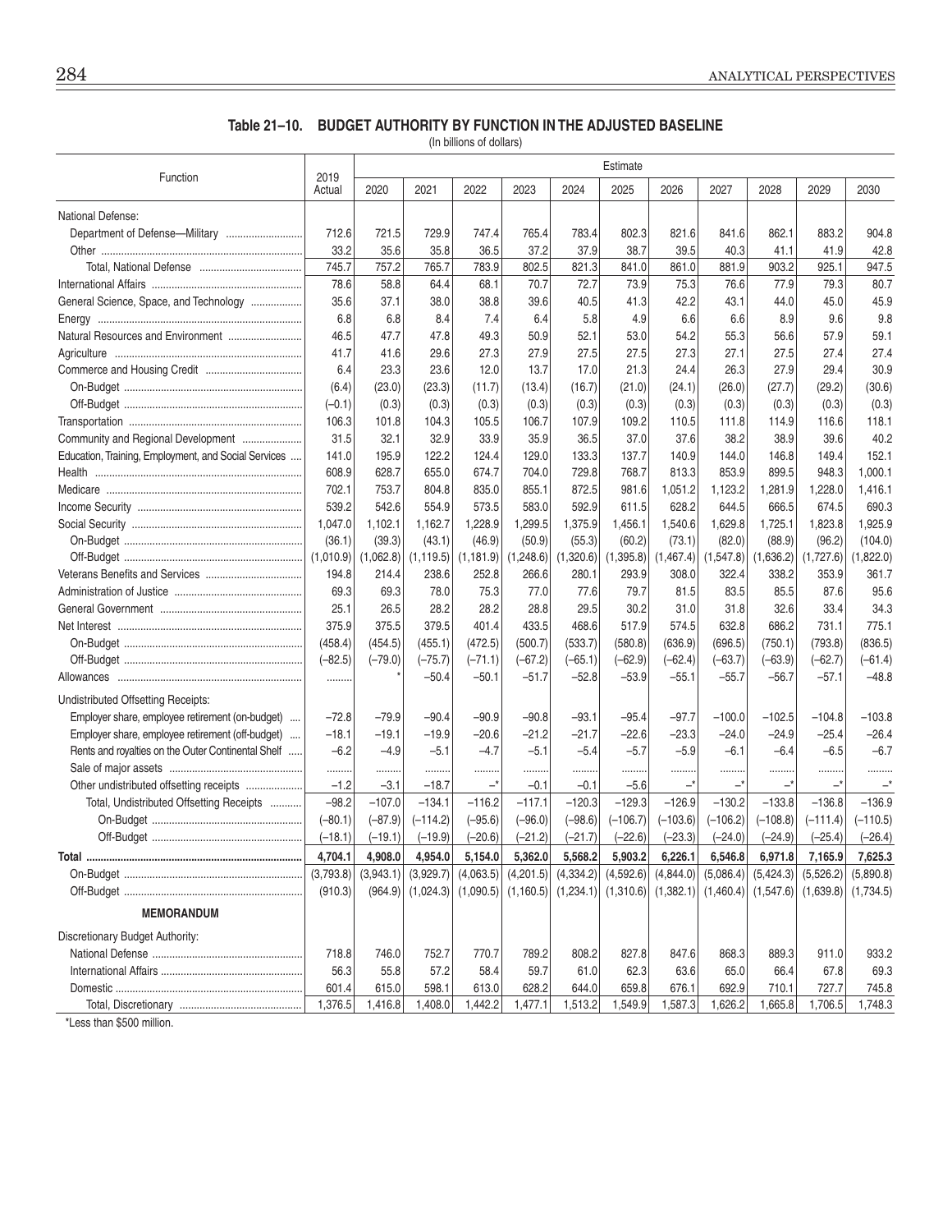## Table 21–10. BUDGET AUTHORITY BY FUNCTION IN THE ADJUSTED BASELINE

(In billions of dollars)

| Function | 2019 Actual | Estimate | | | | | | | | | | |
|---|---|---|---|---|---|---|---|---|---|---|---|---|
| | | 2020 | 2021 | 2022 | 2023 | 2024 | 2025 | 2026 | 2027 | 2028 | 2029 | 2030 |
| National Defense: | | | | | | | | | | | | |
| Department of Defense—Military | 712.6 | 721.5 | 729.9 | 747.4 | 765.4 | 783.4 | 802.3 | 821.6 | 841.6 | 862.1 | 883.2 | 904.8 |
| Other | 33.2 | 35.6 | 35.8 | 36.5 | 37.2 | 37.9 | 38.7 | 39.5 | 40.3 | 41.1 | 41.9 | 42.8 |
| Total, National Defense | 745.7 | 757.2 | 765.7 | 783.9 | 802.5 | 821.3 | 841.0 | 861.0 | 881.9 | 903.2 | 925.1 | 947.5 |
| International Affairs | 78.6 | 58.8 | 64.4 | 68.1 | 70.7 | 72.7 | 73.9 | 75.3 | 76.6 | 77.9 | 79.3 | 80.7 |
| General Science, Space, and Technology | 35.6 | 37.1 | 38.0 | 38.8 | 39.6 | 40.5 | 41.3 | 42.2 | 43.1 | 44.0 | 45.0 | 45.9 |
| Energy | 6.8 | 6.8 | 8.4 | 7.4 | 6.4 | 5.8 | 4.9 | 6.6 | 6.6 | 8.9 | 9.6 | 9.8 |
| Natural Resources and Environment | 46.5 | 47.7 | 47.8 | 49.3 | 50.9 | 52.1 | 53.0 | 54.2 | 55.3 | 56.6 | 57.9 | 59.1 |
| Agriculture | 41.7 | 41.6 | 29.6 | 27.3 | 27.9 | 27.5 | 27.5 | 27.3 | 27.1 | 27.5 | 27.4 | 27.4 |
| Commerce and Housing Credit | 6.4 | 23.3 | 23.6 | 12.0 | 13.7 | 17.0 | 21.3 | 24.4 | 26.3 | 27.9 | 29.4 | 30.9 |
| On-Budget | (6.4) | (23.0) | (23.3) | (11.7) | (13.4) | (16.7) | (21.0) | (24.1) | (26.0) | (27.7) | (29.2) | (30.6) |
| Off-Budget | (–0.1) | (0.3) | (0.3) | (0.3) | (0.3) | (0.3) | (0.3) | (0.3) | (0.3) | (0.3) | (0.3) | (0.3) |
| Transportation | 106.3 | 101.8 | 104.3 | 105.5 | 106.7 | 107.9 | 109.2 | 110.5 | 111.8 | 114.9 | 116.6 | 118.1 |
| Community and Regional Development | 31.5 | 32.1 | 32.9 | 33.9 | 35.9 | 36.5 | 37.0 | 37.6 | 38.2 | 38.9 | 39.6 | 40.2 |
| Education, Training, Employment, and Social Services | 141.0 | 195.9 | 122.2 | 124.4 | 129.0 | 133.3 | 137.7 | 140.9 | 144.0 | 146.8 | 149.4 | 152.1 |
| Health | 608.9 | 628.7 | 655.0 | 674.7 | 704.0 | 729.8 | 768.7 | 813.3 | 853.9 | 899.5 | 948.3 | 1,000.1 |
| Medicare | 702.1 | 753.7 | 804.8 | 835.0 | 855.1 | 872.5 | 981.6 | 1,051.2 | 1,123.2 | 1,281.9 | 1,228.0 | 1,416.1 |
| Income Security | 539.2 | 542.6 | 554.9 | 573.5 | 583.0 | 592.9 | 611.5 | 628.2 | 644.5 | 666.5 | 674.5 | 690.3 |
| Social Security | 1,047.0 | 1,102.1 | 1,162.7 | 1,228.9 | 1,299.5 | 1,375.9 | 1,456.1 | 1,540.6 | 1,629.8 | 1,725.1 | 1,823.8 | 1,925.9 |
| On-Budget | (36.1) | (39.3) | (43.1) | (46.9) | (50.9) | (55.3) | (60.2) | (73.1) | (82.0) | (88.9) | (96.2) | (104.0) |
| Off-Budget | (1,010.9) | (1,062.8) | (1,119.5) | (1,181.9) | (1,248.6) | (1,320.6) | (1,395.8) | (1,467.4) | (1,547.8) | (1,636.2) | (1,727.6) | (1,822.0) |
| Veterans Benefits and Services | 194.8 | 214.4 | 238.6 | 252.8 | 266.6 | 280.1 | 293.9 | 308.0 | 322.4 | 338.2 | 353.9 | 361.7 |
| Administration of Justice | 69.3 | 69.3 | 78.0 | 75.3 | 77.0 | 77.6 | 79.7 | 81.5 | 83.5 | 85.5 | 87.6 | 95.6 |
| General Government | 25.1 | 26.5 | 28.2 | 28.2 | 28.8 | 29.5 | 30.2 | 31.0 | 31.8 | 32.6 | 33.4 | 34.3 |
| Net Interest | 375.9 | 375.5 | 379.5 | 401.4 | 433.5 | 468.6 | 517.9 | 574.5 | 632.8 | 686.2 | 731.1 | 775.1 |
| On-Budget | (458.4) | (454.5) | (455.1) | (472.5) | (500.7) | (533.7) | (580.8) | (636.9) | (696.5) | (750.1) | (793.8) | (836.5) |
| Off-Budget | (–82.5) | (–79.0) | (–75.7) | (–71.1) | (–67.2) | (–65.1) | (–62.9) | (–62.4) | (–63.7) | (–63.9) | (–62.7) | (–61.4) |
| Allowances | ........ | * | –50.4 | –50.1 | –51.7 | –52.8 | –53.9 | –55.1 | –55.7 | –56.7 | –57.1 | –48.8 |
| Undistributed Offsetting Receipts: | | | | | | | | | | | | |
| Employer share, employee retirement (on-budget) | –72.8 | –79.9 | –90.4 | –90.9 | –90.8 | –93.1 | –95.4 | –97.7 | –100.0 | –102.5 | –104.8 | –103.8 |
| Employer share, employee retirement (off-budget) | –18.1 | –19.1 | –19.9 | –20.6 | –21.2 | –21.7 | –22.6 | –23.3 | –24.0 | –24.9 | –25.4 | –26.4 |
| Rents and royalties on the Outer Continental Shelf | –6.2 | –4.9 | –5.1 | –4.7 | –5.1 | –5.4 | –5.7 | –5.9 | –6.1 | –6.4 | –6.5 | –6.7 |
| Sale of major assets | ........ | ........ | ........ | ........ | ........ | ........ | ........ | ........ | ........ | ........ | ........ | ........ |
| Other undistributed offsetting receipts | –1.2 | –3.1 | –18.7 | –* | –0.1 | –0.1 | –5.6 | –* | –* | –* | –* | –* |
| Total, Undistributed Offsetting Receipts | –98.2 | –107.0 | –134.1 | –116.2 | –117.1 | –120.3 | –129.3 | –126.9 | –130.2 | –133.8 | –136.8 | –136.9 |
| On-Budget | (–80.1) | (–87.9) | (–114.2) | (–95.6) | (–96.0) | (–98.6) | (–106.7) | (–103.6) | (–106.2) | (–108.8) | (–111.4) | (–110.5) |
| Off-Budget | (–18.1) | (–19.1) | (–19.9) | (–20.6) | (–21.2) | (–21.7) | (–22.6) | (–23.3) | (–24.0) | (–24.9) | (–25.4) | (–26.4) |
| **Total** | **4,704.1** | **4,908.0** | **4,954.0** | **5,154.0** | **5,362.0** | **5,568.2** | **5,903.2** | **6,226.1** | **6,546.8** | **6,971.8** | **7,165.9** | **7,625.3** |
| On-Budget | (3,793.8) | (3,943.1) | (3,929.7) | (4,063.5) | (4,201.5) | (4,334.2) | (4,592.6) | (4,844.0) | (5,086.4) | (5,424.3) | (5,526.2) | (5,890.8) |
| Off-Budget | (910.3) | (964.9) | (1,024.3) | (1,090.5) | (1,160.5) | (1,234.1) | (1,310.6) | (1,382.1) | (1,460.4) | (1,547.6) | (1,639.8) | (1,734.5) |
| **MEMORANDUM** | | | | | | | | | | | | |
| Discretionary Budget Authority: | | | | | | | | | | | | |
| National Defense | 718.8 | 746.0 | 752.7 | 770.7 | 789.2 | 808.2 | 827.8 | 847.6 | 868.3 | 889.3 | 911.0 | 933.2 |
| International Affairs | 56.3 | 55.8 | 57.2 | 58.4 | 59.7 | 61.0 | 62.3 | 63.6 | 65.0 | 66.4 | 67.8 | 69.3 |
| Domestic | 601.4 | 615.0 | 598.1 | 613.0 | 628.2 | 644.0 | 659.8 | 676.1 | 692.9 | 710.1 | 727.7 | 745.8 |
| Total, Discretionary | 1,376.5 | 1,416.8 | 1,408.0 | 1,442.2 | 1,477.1 | 1,513.2 | 1,549.9 | 1,587.3 | 1,626.2 | 1,665.8 | 1,706.5 | 1,748.3 |

*Less than $500 million.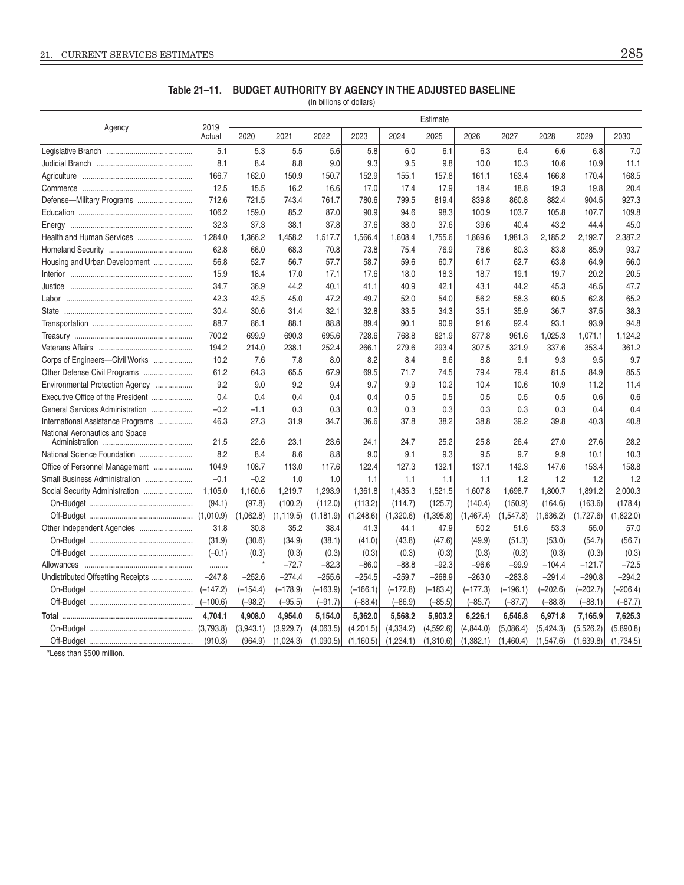**Table 21–11. BUDGET AUTHORITY BY AGENCY IN THE ADJUSTED BASELINE**

(In billions of dollars)

| Agency | 2019 Actual | Estimate | | | | | | | | | | |
|---|---|---|---|---|---|---|---|---|---|---|---|---|
| | | 2020 | 2021 | 2022 | 2023 | 2024 | 2025 | 2026 | 2027 | 2028 | 2029 | 2030 |
| Legislative Branch | 5.1 | 5.3 | 5.5 | 5.6 | 5.8 | 6.0 | 6.1 | 6.3 | 6.4 | 6.6 | 6.8 | 7.0 |
| Judicial Branch | 8.1 | 8.4 | 8.8 | 9.0 | 9.3 | 9.5 | 9.8 | 10.0 | 10.3 | 10.6 | 10.9 | 11.1 |
| Agriculture | 166.7 | 162.0 | 150.9 | 150.7 | 152.9 | 155.1 | 157.8 | 161.1 | 163.4 | 166.8 | 170.4 | 168.5 |
| Commerce | 12.5 | 15.5 | 16.2 | 16.6 | 17.0 | 17.4 | 17.9 | 18.4 | 18.8 | 19.3 | 19.8 | 20.4 |
| Defense—Military Programs | 712.6 | 721.5 | 743.4 | 761.7 | 780.6 | 799.5 | 819.4 | 839.8 | 860.8 | 882.4 | 904.5 | 927.3 |
| Education | 106.2 | 159.0 | 85.2 | 87.0 | 90.9 | 94.6 | 98.3 | 100.9 | 103.7 | 105.8 | 107.7 | 109.8 |
| Energy | 32.3 | 37.3 | 38.1 | 37.8 | 37.6 | 38.0 | 37.6 | 39.6 | 40.4 | 43.2 | 44.4 | 45.0 |
| Health and Human Services | 1,284.0 | 1,366.2 | 1,458.2 | 1,517.7 | 1,566.4 | 1,608.4 | 1,755.6 | 1,869.6 | 1,981.3 | 2,185.2 | 2,192.7 | 2,387.2 |
| Homeland Security | 62.8 | 66.0 | 68.3 | 70.8 | 73.8 | 75.4 | 76.9 | 78.6 | 80.3 | 83.8 | 85.9 | 93.7 |
| Housing and Urban Development | 56.8 | 52.7 | 56.7 | 57.7 | 58.7 | 59.6 | 60.7 | 61.7 | 62.7 | 63.8 | 64.9 | 66.0 |
| Interior | 15.9 | 18.4 | 17.0 | 17.1 | 17.6 | 18.0 | 18.3 | 18.7 | 19.1 | 19.7 | 20.2 | 20.5 |
| Justice | 34.7 | 36.9 | 44.2 | 40.1 | 41.1 | 40.9 | 42.1 | 43.1 | 44.2 | 45.3 | 46.5 | 47.7 |
| Labor | 42.3 | 42.5 | 45.0 | 47.2 | 49.7 | 52.0 | 54.0 | 56.2 | 58.3 | 60.5 | 62.8 | 65.2 |
| State | 30.4 | 30.6 | 31.4 | 32.1 | 32.8 | 33.5 | 34.3 | 35.1 | 35.9 | 36.7 | 37.5 | 38.3 |
| Transportation | 88.7 | 86.1 | 88.1 | 88.8 | 89.4 | 90.1 | 90.9 | 91.6 | 92.4 | 93.1 | 93.9 | 94.8 |
| Treasury | 700.2 | 699.9 | 690.3 | 695.6 | 728.6 | 768.8 | 821.9 | 877.8 | 961.6 | 1,025.3 | 1,071.1 | 1,124.2 |
| Veterans Affairs | 194.2 | 214.0 | 238.1 | 252.4 | 266.1 | 279.6 | 293.4 | 307.5 | 321.9 | 337.6 | 353.4 | 361.2 |
| Corps of Engineers—Civil Works | 10.2 | 7.6 | 7.8 | 8.0 | 8.2 | 8.4 | 8.6 | 8.8 | 9.1 | 9.3 | 9.5 | 9.7 |
| Other Defense Civil Programs | 61.2 | 64.3 | 65.5 | 67.9 | 69.5 | 71.7 | 74.5 | 79.4 | 79.4 | 81.5 | 84.9 | 85.5 |
| Environmental Protection Agency | 9.2 | 9.0 | 9.2 | 9.4 | 9.7 | 9.9 | 10.2 | 10.4 | 10.6 | 10.9 | 11.2 | 11.4 |
| Executive Office of the President | 0.4 | 0.4 | 0.4 | 0.4 | 0.4 | 0.5 | 0.5 | 0.5 | 0.5 | 0.5 | 0.6 | 0.6 |
| General Services Administration | –0.2 | –1.1 | 0.3 | 0.3 | 0.3 | 0.3 | 0.3 | 0.3 | 0.3 | 0.3 | 0.4 | 0.4 |
| International Assistance Programs | 46.3 | 27.3 | 31.9 | 34.7 | 36.6 | 37.8 | 38.2 | 38.8 | 39.2 | 39.8 | 40.3 | 40.8 |
| National Aeronautics and Space Administration | 21.5 | 22.6 | 23.1 | 23.6 | 24.1 | 24.7 | 25.2 | 25.8 | 26.4 | 27.0 | 27.6 | 28.2 |
| National Science Foundation | 8.2 | 8.4 | 8.6 | 8.8 | 9.0 | 9.1 | 9.3 | 9.5 | 9.7 | 9.9 | 10.1 | 10.3 |
| Office of Personnel Management | 104.9 | 108.7 | 113.0 | 117.6 | 122.4 | 127.3 | 132.1 | 137.1 | 142.3 | 147.6 | 153.4 | 158.8 |
| Small Business Administration | –0.1 | –0.2 | 1.0 | 1.0 | 1.1 | 1.1 | 1.1 | 1.1 | 1.2 | 1.2 | 1.2 | 1.2 |
| Social Security Administration | 1,105.0 | 1,160.6 | 1,219.7 | 1,293.9 | 1,361.8 | 1,435.3 | 1,521.5 | 1,607.8 | 1,698.7 | 1,800.7 | 1,891.2 | 2,000.3 |
| On-Budget | (94.1) | (97.8) | (100.2) | (112.0) | (113.2) | (114.7) | (125.7) | (140.4) | (150.9) | (164.6) | (163.6) | (178.4) |
| Off-Budget | (1,010.9) | (1,062.8) | (1,119.5) | (1,181.9) | (1,248.6) | (1,320.6) | (1,395.8) | (1,467.4) | (1,547.8) | (1,636.2) | (1,727.6) | (1,822.0) |
| Other Independent Agencies | 31.8 | 30.8 | 35.2 | 38.4 | 41.3 | 44.1 | 47.9 | 50.2 | 51.6 | 53.3 | 55.0 | 57.0 |
| On-Budget | (31.9) | (30.6) | (34.9) | (38.1) | (41.0) | (43.8) | (47.6) | (49.9) | (51.3) | (53.0) | (54.7) | (56.7) |
| Off-Budget | (–0.1) | (0.3) | (0.3) | (0.3) | (0.3) | (0.3) | (0.3) | (0.3) | (0.3) | (0.3) | (0.3) | (0.3) |
| Allowances | ........ | * | –72.7 | –82.3 | –86.0 | –88.8 | –92.3 | –96.6 | –99.9 | –104.4 | –121.7 | –72.5 |
| Undistributed Offsetting Receipts | –247.8 | –252.6 | –274.4 | –255.6 | –254.5 | –259.7 | –268.9 | –263.0 | –283.8 | –291.4 | –290.8 | –294.2 |
| On-Budget | (–147.2) | (–154.4) | (–178.9) | (–163.9) | (–166.1) | (–172.8) | (–183.4) | (–177.3) | (–196.1) | (–202.6) | (–202.7) | (–206.4) |
| Off-Budget | (–100.6) | (–98.2) | (–95.5) | (–91.7) | (–88.4) | (–86.9) | (–85.5) | (–85.7) | (–87.7) | (–88.8) | (–88.1) | (–87.7) |
| **Total** | **4,704.1** | **4,908.0** | **4,954.0** | **5,154.0** | **5,362.0** | **5,568.2** | **5,903.2** | **6,226.1** | **6,546.8** | **6,971.8** | **7,165.9** | **7,625.3** |
| On-Budget | (3,793.8) | (3,943.1) | (3,929.7) | (4,063.5) | (4,201.5) | (4,334.2) | (4,592.6) | (4,844.0) | (5,086.4) | (5,424.3) | (5,526.2) | (5,890.8) |
| Off-Budget | (910.3) | (964.9) | (1,024.3) | (1,090.5) | (1,160.5) | (1,234.1) | (1,310.6) | (1,382.1) | (1,460.4) | (1,547.6) | (1,639.8) | (1,734.5) |

*Less than $500 million.